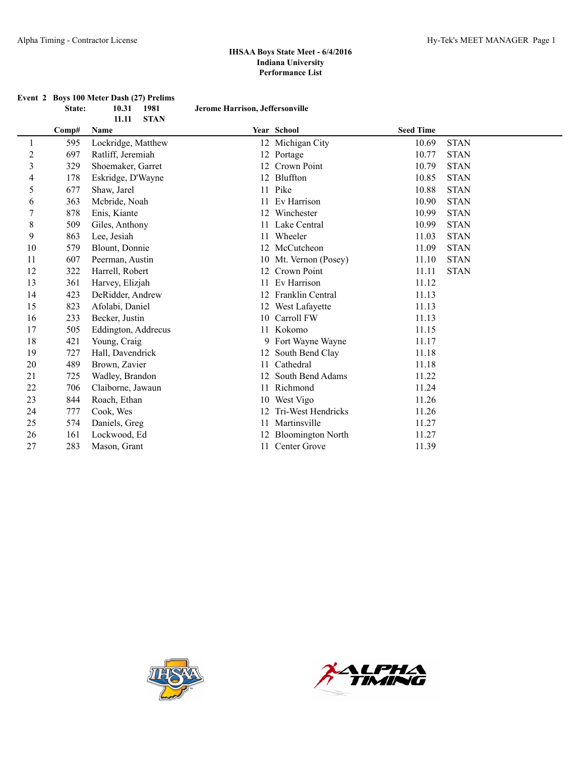**IHSAA Boys State Meet - 6/4/2016**
**Indiana University**
**Performance List**

**Event 2 Boys 100 Meter Dash (27) Prelims**

| | State: | 10.31 | 1981 | Jerome Harrison, Jeffersonville |
|---|---|---|---|---|
| | | 11.11 | STAN | |

| | Comp# | Name | Year | School | Seed Time | |
|---|---|---|---|---|---|---|
| 1 | 595 | Lockridge, Matthew | 12 | Michigan City | 10.69 | STAN |
| 2 | 697 | Ratliff, Jeremiah | 12 | Portage | 10.77 | STAN |
| 3 | 329 | Shoemaker, Garret | 12 | Crown Point | 10.79 | STAN |
| 4 | 178 | Eskridge, D'Wayne | 12 | Bluffton | 10.85 | STAN |
| 5 | 677 | Shaw, Jarel | 11 | Pike | 10.88 | STAN |
| 6 | 363 | Mcbride, Noah | 11 | Ev Harrison | 10.90 | STAN |
| 7 | 878 | Enis, Kiante | 12 | Winchester | 10.99 | STAN |
| 8 | 509 | Giles, Anthony | 11 | Lake Central | 10.99 | STAN |
| 9 | 863 | Lee, Jesiah | 11 | Wheeler | 11.03 | STAN |
| 10 | 579 | Blount, Donnie | 12 | McCutcheon | 11.09 | STAN |
| 11 | 607 | Peerman, Austin | 10 | Mt. Vernon (Posey) | 11.10 | STAN |
| 12 | 322 | Harrell, Robert | 12 | Crown Point | 11.11 | STAN |
| 13 | 361 | Harvey, Elizjah | 11 | Ev Harrison | 11.12 | |
| 14 | 423 | DeRidder, Andrew | 12 | Franklin Central | 11.13 | |
| 15 | 823 | Afolabi, Daniel | 12 | West Lafayette | 11.13 | |
| 16 | 233 | Becker, Justin | 10 | Carroll FW | 11.13 | |
| 17 | 505 | Eddington, Addrecus | 11 | Kokomo | 11.15 | |
| 18 | 421 | Young, Craig | 9 | Fort Wayne Wayne | 11.17 | |
| 19 | 727 | Hall, Davendrick | 12 | South Bend Clay | 11.18 | |
| 20 | 489 | Brown, Zavier | 11 | Cathedral | 11.18 | |
| 21 | 725 | Wadley, Brandon | 12 | South Bend Adams | 11.22 | |
| 22 | 706 | Claiborne, Jawaun | 11 | Richmond | 11.24 | |
| 23 | 844 | Roach, Ethan | 10 | West Vigo | 11.26 | |
| 24 | 777 | Cook, Wes | 12 | Tri-West Hendricks | 11.26 | |
| 25 | 574 | Daniels, Greg | 11 | Martinsville | 11.27 | |
| 26 | 161 | Lockwood, Ed | 12 | Bloomington North | 11.27 | |
| 27 | 283 | Mason, Grant | 11 | Center Grove | 11.39 | |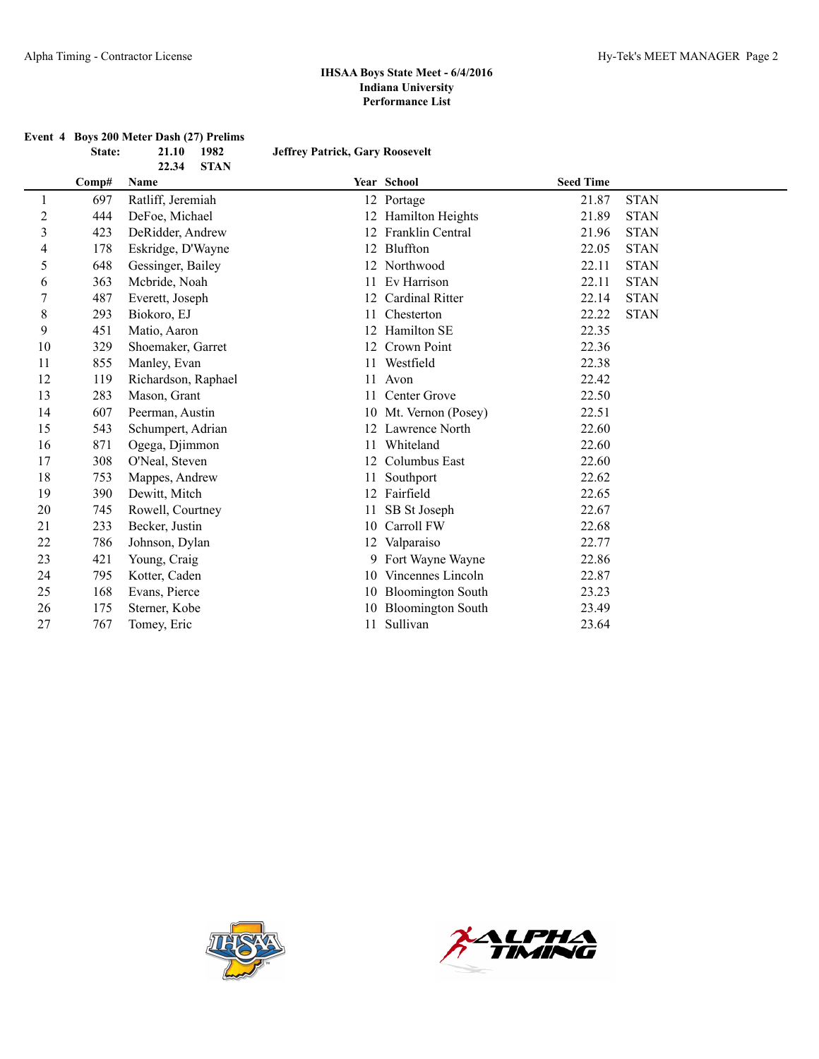**IHSAA Boys State Meet - 6/4/2016**
**Indiana University**
**Performance List**

**Event 4 Boys 200 Meter Dash (27) Prelims**

| State: | 21.10 | 1982 | Jeffrey Patrick, Gary Roosevelt |
|---|---|---|---|
| | 22.34 | STAN | |

| | Comp# | Name | Year | School | Seed Time | |
|---|---|---|---|---|---|---|
| 1 | 697 | Ratliff, Jeremiah | 12 | Portage | 21.87 | STAN |
| 2 | 444 | DeFoe, Michael | 12 | Hamilton Heights | 21.89 | STAN |
| 3 | 423 | DeRidder, Andrew | 12 | Franklin Central | 21.96 | STAN |
| 4 | 178 | Eskridge, D'Wayne | 12 | Bluffton | 22.05 | STAN |
| 5 | 648 | Gessinger, Bailey | 12 | Northwood | 22.11 | STAN |
| 6 | 363 | Mcbride, Noah | 11 | Ev Harrison | 22.11 | STAN |
| 7 | 487 | Everett, Joseph | 12 | Cardinal Ritter | 22.14 | STAN |
| 8 | 293 | Biokoro, EJ | 11 | Chesterton | 22.22 | STAN |
| 9 | 451 | Matio, Aaron | 12 | Hamilton SE | 22.35 | |
| 10 | 329 | Shoemaker, Garret | 12 | Crown Point | 22.36 | |
| 11 | 855 | Manley, Evan | 11 | Westfield | 22.38 | |
| 12 | 119 | Richardson, Raphael | 11 | Avon | 22.42 | |
| 13 | 283 | Mason, Grant | 11 | Center Grove | 22.50 | |
| 14 | 607 | Peerman, Austin | 10 | Mt. Vernon (Posey) | 22.51 | |
| 15 | 543 | Schumpert, Adrian | 12 | Lawrence North | 22.60 | |
| 16 | 871 | Ogega, Djimmon | 11 | Whiteland | 22.60 | |
| 17 | 308 | O'Neal, Steven | 12 | Columbus East | 22.60 | |
| 18 | 753 | Mappes, Andrew | 11 | Southport | 22.62 | |
| 19 | 390 | Dewitt, Mitch | 12 | Fairfield | 22.65 | |
| 20 | 745 | Rowell, Courtney | 11 | SB St Joseph | 22.67 | |
| 21 | 233 | Becker, Justin | 10 | Carroll FW | 22.68 | |
| 22 | 786 | Johnson, Dylan | 12 | Valparaiso | 22.77 | |
| 23 | 421 | Young, Craig | 9 | Fort Wayne Wayne | 22.86 | |
| 24 | 795 | Kotter, Caden | 10 | Vincennes Lincoln | 22.87 | |
| 25 | 168 | Evans, Pierce | 10 | Bloomington South | 23.23 | |
| 26 | 175 | Sterner, Kobe | 10 | Bloomington South | 23.49 | |
| 27 | 767 | Tomey, Eric | 11 | Sullivan | 23.64 | |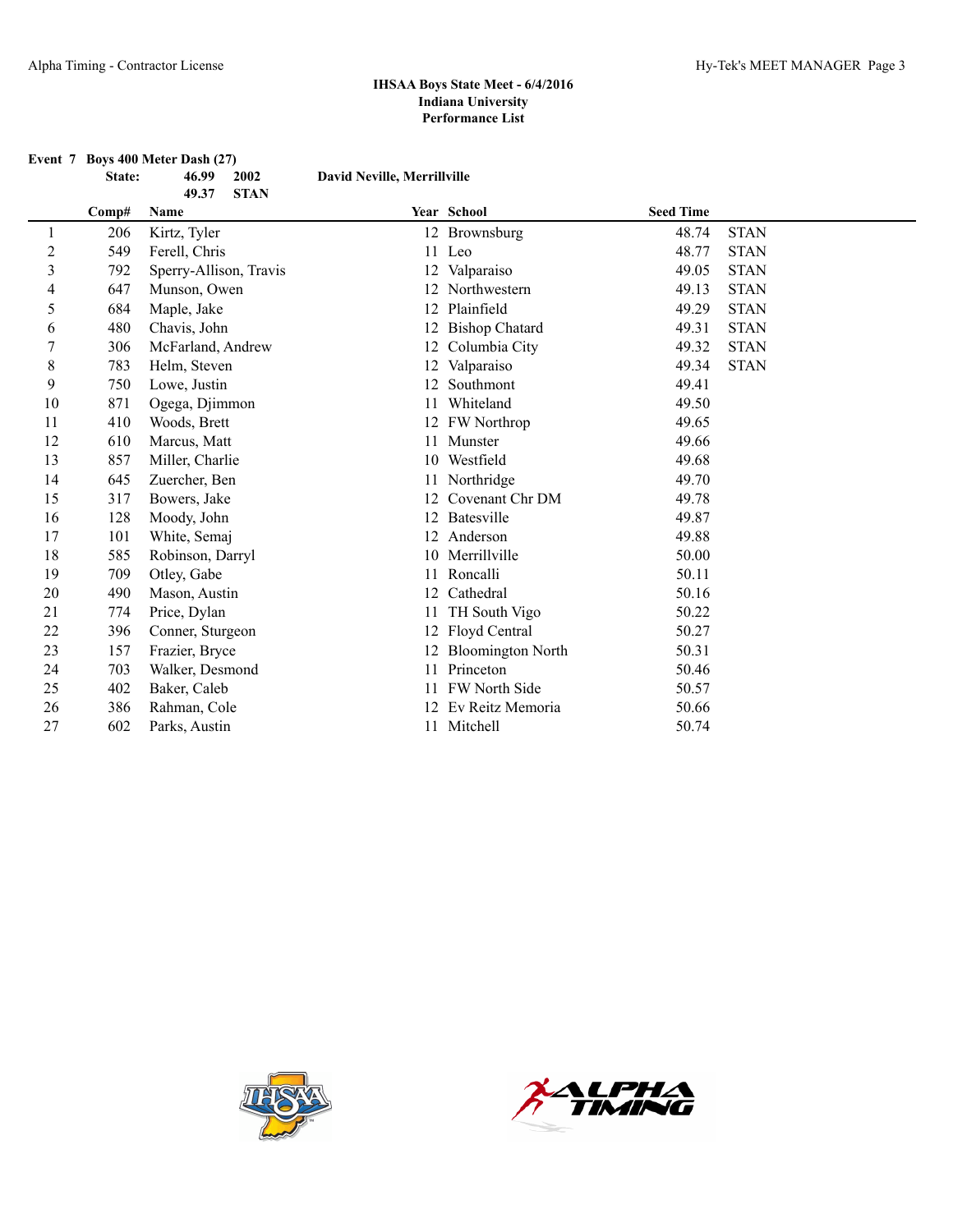**IHSAA Boys State Meet - 6/4/2016**
**Indiana University**
**Performance List**

### Event 7 Boys 400 Meter Dash (27)

State: 46.99 2002 David Neville, Merrillville
49.37 STAN

| | Comp# | Name | Year | School | Seed Time | |
|---|---|---|---|---|---|---|
| 1 | 206 | Kirtz, Tyler | 12 | Brownsburg | 48.74 | STAN |
| 2 | 549 | Ferell, Chris | 11 | Leo | 48.77 | STAN |
| 3 | 792 | Sperry-Allison, Travis | 12 | Valparaiso | 49.05 | STAN |
| 4 | 647 | Munson, Owen | 12 | Northwestern | 49.13 | STAN |
| 5 | 684 | Maple, Jake | 12 | Plainfield | 49.29 | STAN |
| 6 | 480 | Chavis, John | 12 | Bishop Chatard | 49.31 | STAN |
| 7 | 306 | McFarland, Andrew | 12 | Columbia City | 49.32 | STAN |
| 8 | 783 | Helm, Steven | 12 | Valparaiso | 49.34 | STAN |
| 9 | 750 | Lowe, Justin | 12 | Southmont | 49.41 | |
| 10 | 871 | Ogega, Djimmon | 11 | Whiteland | 49.50 | |
| 11 | 410 | Woods, Brett | 12 | FW Northrop | 49.65 | |
| 12 | 610 | Marcus, Matt | 11 | Munster | 49.66 | |
| 13 | 857 | Miller, Charlie | 10 | Westfield | 49.68 | |
| 14 | 645 | Zuercher, Ben | 11 | Northridge | 49.70 | |
| 15 | 317 | Bowers, Jake | 12 | Covenant Chr DM | 49.78 | |
| 16 | 128 | Moody, John | 12 | Batesville | 49.87 | |
| 17 | 101 | White, Semaj | 12 | Anderson | 49.88 | |
| 18 | 585 | Robinson, Darryl | 10 | Merrillville | 50.00 | |
| 19 | 709 | Otley, Gabe | 11 | Roncalli | 50.11 | |
| 20 | 490 | Mason, Austin | 12 | Cathedral | 50.16 | |
| 21 | 774 | Price, Dylan | 11 | TH South Vigo | 50.22 | |
| 22 | 396 | Conner, Sturgeon | 12 | Floyd Central | 50.27 | |
| 23 | 157 | Frazier, Bryce | 12 | Bloomington North | 50.31 | |
| 24 | 703 | Walker, Desmond | 11 | Princeton | 50.46 | |
| 25 | 402 | Baker, Caleb | 11 | FW North Side | 50.57 | |
| 26 | 386 | Rahman, Cole | 12 | Ev Reitz Memoria | 50.66 | |
| 27 | 602 | Parks, Austin | 11 | Mitchell | 50.74 | |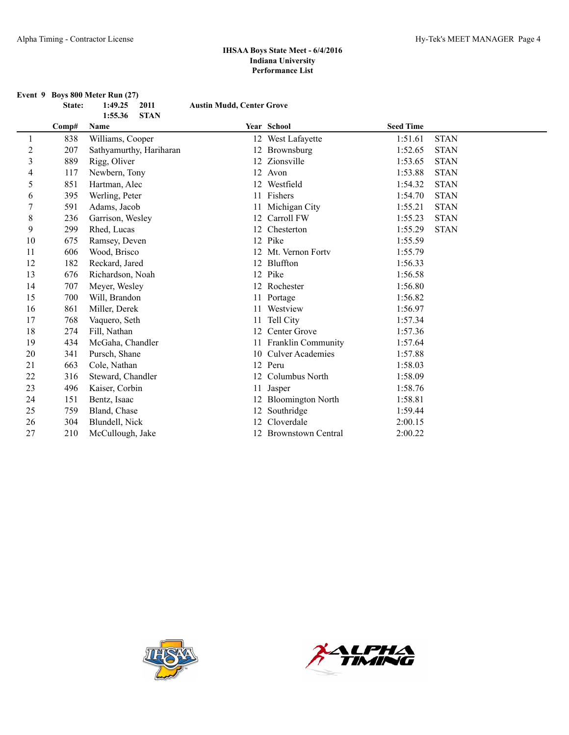**IHSAA Boys State Meet - 6/4/2016**
**Indiana University**
**Performance List**

**Event 9 Boys 800 Meter Run (27)**

| | | | | | | |
|---|---|---|---|---|---|---|
| State: | 1:49.25 | 2011 | Austin Mudd, Center Grove | | | |
| | 1:55.36 | STAN | | | | |

| | Comp# | Name | Year | School | Seed Time | |
|---|---|---|---|---|---|---|
| 1 | 838 | Williams, Cooper | 12 | West Lafayette | 1:51.61 | STAN |
| 2 | 207 | Sathyamurthy, Hariharan | 12 | Brownsburg | 1:52.65 | STAN |
| 3 | 889 | Rigg, Oliver | 12 | Zionsville | 1:53.65 | STAN |
| 4 | 117 | Newbern, Tony | 12 | Avon | 1:53.88 | STAN |
| 5 | 851 | Hartman, Alec | 12 | Westfield | 1:54.32 | STAN |
| 6 | 395 | Werling, Peter | 11 | Fishers | 1:54.70 | STAN |
| 7 | 591 | Adams, Jacob | 11 | Michigan City | 1:55.21 | STAN |
| 8 | 236 | Garrison, Wesley | 12 | Carroll FW | 1:55.23 | STAN |
| 9 | 299 | Rhed, Lucas | 12 | Chesterton | 1:55.29 | STAN |
| 10 | 675 | Ramsey, Deven | 12 | Pike | 1:55.59 | |
| 11 | 606 | Wood, Brisco | 12 | Mt. Vernon Fortv | 1:55.79 | |
| 12 | 182 | Reckard, Jared | 12 | Bluffton | 1:56.33 | |
| 13 | 676 | Richardson, Noah | 12 | Pike | 1:56.58 | |
| 14 | 707 | Meyer, Wesley | 12 | Rochester | 1:56.80 | |
| 15 | 700 | Will, Brandon | 11 | Portage | 1:56.82 | |
| 16 | 861 | Miller, Derek | 11 | Westview | 1:56.97 | |
| 17 | 768 | Vaquero, Seth | 11 | Tell City | 1:57.34 | |
| 18 | 274 | Fill, Nathan | 12 | Center Grove | 1:57.36 | |
| 19 | 434 | McGaha, Chandler | 11 | Franklin Community | 1:57.64 | |
| 20 | 341 | Pursch, Shane | 10 | Culver Academies | 1:57.88 | |
| 21 | 663 | Cole, Nathan | 12 | Peru | 1:58.03 | |
| 22 | 316 | Steward, Chandler | 12 | Columbus North | 1:58.09 | |
| 23 | 496 | Kaiser, Corbin | 11 | Jasper | 1:58.76 | |
| 24 | 151 | Bentz, Isaac | 12 | Bloomington North | 1:58.81 | |
| 25 | 759 | Bland, Chase | 12 | Southridge | 1:59.44 | |
| 26 | 304 | Blundell, Nick | 12 | Cloverdale | 2:00.15 | |
| 27 | 210 | McCullough, Jake | 12 | Brownstown Central | 2:00.22 | |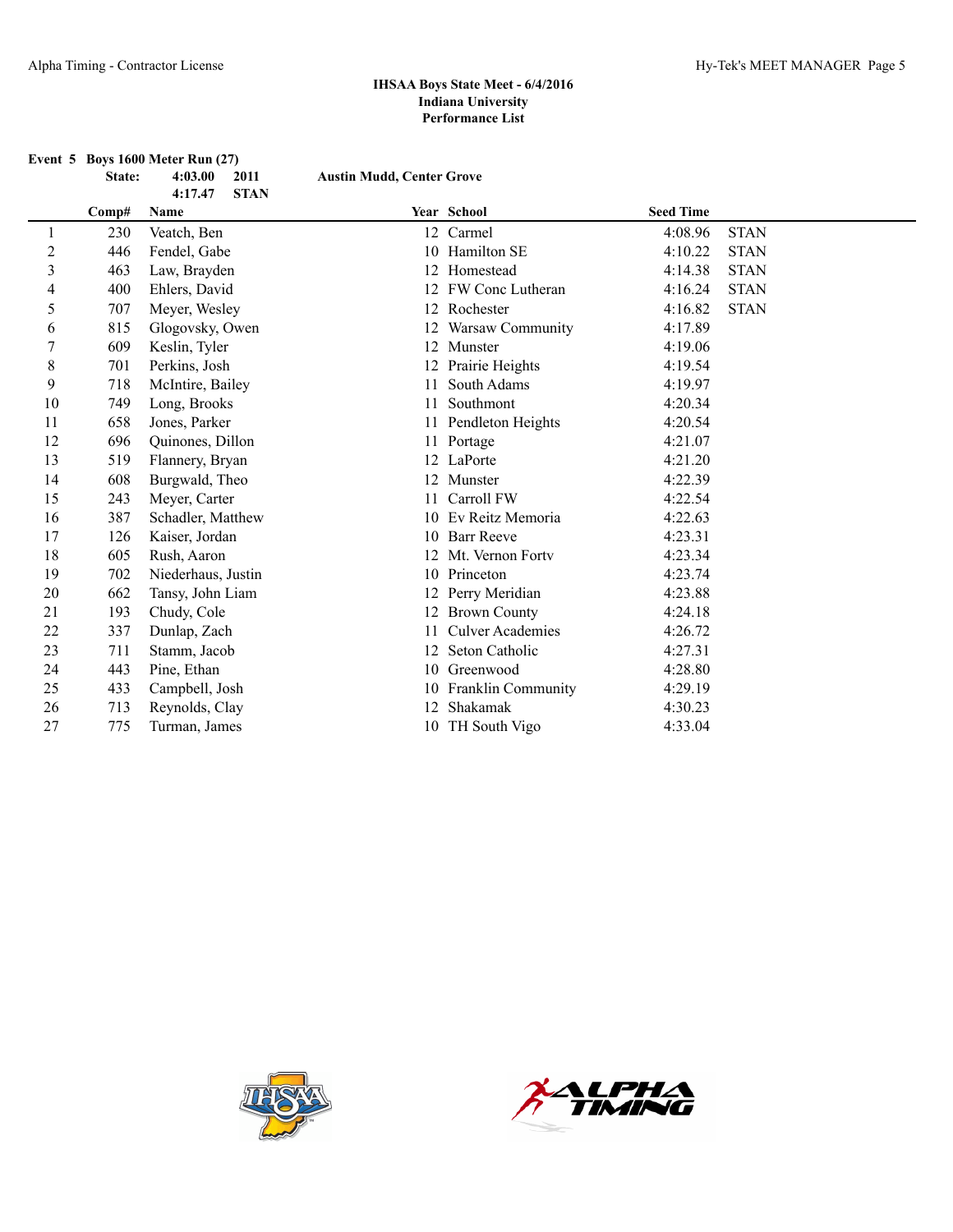**IHSAA Boys State Meet - 6/4/2016**
**Indiana University**
**Performance List**

**Event 5 Boys 1600 Meter Run (27)**

| | | | | |
|---|---|---|---|---|
| State: | 4:03.00 | 2011 | Austin Mudd, Center Grove | |
| | 4:17.47 | STAN | | |

| | Comp# | Name | Year | School | Seed Time | |
|---|---|---|---|---|---|---|
| 1 | 230 | Veatch, Ben | 12 | Carmel | 4:08.96 | STAN |
| 2 | 446 | Fendel, Gabe | 10 | Hamilton SE | 4:10.22 | STAN |
| 3 | 463 | Law, Brayden | 12 | Homestead | 4:14.38 | STAN |
| 4 | 400 | Ehlers, David | 12 | FW Conc Lutheran | 4:16.24 | STAN |
| 5 | 707 | Meyer, Wesley | 12 | Rochester | 4:16.82 | STAN |
| 6 | 815 | Glogovsky, Owen | 12 | Warsaw Community | 4:17.89 | |
| 7 | 609 | Keslin, Tyler | 12 | Munster | 4:19.06 | |
| 8 | 701 | Perkins, Josh | 12 | Prairie Heights | 4:19.54 | |
| 9 | 718 | McIntire, Bailey | 11 | South Adams | 4:19.97 | |
| 10 | 749 | Long, Brooks | 11 | Southmont | 4:20.34 | |
| 11 | 658 | Jones, Parker | 11 | Pendleton Heights | 4:20.54 | |
| 12 | 696 | Quinones, Dillon | 11 | Portage | 4:21.07 | |
| 13 | 519 | Flannery, Bryan | 12 | LaPorte | 4:21.20 | |
| 14 | 608 | Burgwald, Theo | 12 | Munster | 4:22.39 | |
| 15 | 243 | Meyer, Carter | 11 | Carroll FW | 4:22.54 | |
| 16 | 387 | Schadler, Matthew | 10 | Ev Reitz Memoria | 4:22.63 | |
| 17 | 126 | Kaiser, Jordan | 10 | Barr Reeve | 4:23.31 | |
| 18 | 605 | Rush, Aaron | 12 | Mt. Vernon Fortv | 4:23.34 | |
| 19 | 702 | Niederhaus, Justin | 10 | Princeton | 4:23.74 | |
| 20 | 662 | Tansy, John Liam | 12 | Perry Meridian | 4:23.88 | |
| 21 | 193 | Chudy, Cole | 12 | Brown County | 4:24.18 | |
| 22 | 337 | Dunlap, Zach | 11 | Culver Academies | 4:26.72 | |
| 23 | 711 | Stamm, Jacob | 12 | Seton Catholic | 4:27.31 | |
| 24 | 443 | Pine, Ethan | 10 | Greenwood | 4:28.80 | |
| 25 | 433 | Campbell, Josh | 10 | Franklin Community | 4:29.19 | |
| 26 | 713 | Reynolds, Clay | 12 | Shakamak | 4:30.23 | |
| 27 | 775 | Turman, James | 10 | TH South Vigo | 4:33.04 | |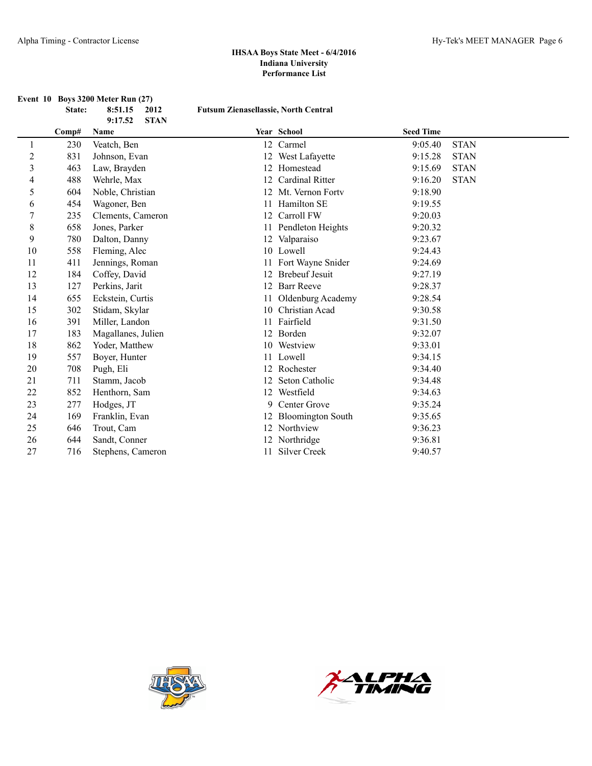**IHSAA Boys State Meet - 6/4/2016**
**Indiana University**
**Performance List**

**Event 10 Boys 3200 Meter Run (27)**

| | State: | 8:51.15 | 2012 | Futsum Zienasellassie, North Central |
|---|---|---|---|---|
| | | 9:17.52 | STAN | |

| | Comp# | Name | Year | School | Seed Time | |
|---|---|---|---|---|---|---|
| 1 | 230 | Veatch, Ben | 12 | Carmel | 9:05.40 | STAN |
| 2 | 831 | Johnson, Evan | 12 | West Lafayette | 9:15.28 | STAN |
| 3 | 463 | Law, Brayden | 12 | Homestead | 9:15.69 | STAN |
| 4 | 488 | Wehrle, Max | 12 | Cardinal Ritter | 9:16.20 | STAN |
| 5 | 604 | Noble, Christian | 12 | Mt. Vernon Fortv | 9:18.90 | |
| 6 | 454 | Wagoner, Ben | 11 | Hamilton SE | 9:19.55 | |
| 7 | 235 | Clements, Cameron | 12 | Carroll FW | 9:20.03 | |
| 8 | 658 | Jones, Parker | 11 | Pendleton Heights | 9:20.32 | |
| 9 | 780 | Dalton, Danny | 12 | Valparaiso | 9:23.67 | |
| 10 | 558 | Fleming, Alec | 10 | Lowell | 9:24.43 | |
| 11 | 411 | Jennings, Roman | 11 | Fort Wayne Snider | 9:24.69 | |
| 12 | 184 | Coffey, David | 12 | Brebeuf Jesuit | 9:27.19 | |
| 13 | 127 | Perkins, Jarit | 12 | Barr Reeve | 9:28.37 | |
| 14 | 655 | Eckstein, Curtis | 11 | Oldenburg Academy | 9:28.54 | |
| 15 | 302 | Stidam, Skylar | 10 | Christian Acad | 9:30.58 | |
| 16 | 391 | Miller, Landon | 11 | Fairfield | 9:31.50 | |
| 17 | 183 | Magallanes, Julien | 12 | Borden | 9:32.07 | |
| 18 | 862 | Yoder, Matthew | 10 | Westview | 9:33.01 | |
| 19 | 557 | Boyer, Hunter | 11 | Lowell | 9:34.15 | |
| 20 | 708 | Pugh, Eli | 12 | Rochester | 9:34.40 | |
| 21 | 711 | Stamm, Jacob | 12 | Seton Catholic | 9:34.48 | |
| 22 | 852 | Henthorn, Sam | 12 | Westfield | 9:34.63 | |
| 23 | 277 | Hodges, JT | 9 | Center Grove | 9:35.24 | |
| 24 | 169 | Franklin, Evan | 12 | Bloomington South | 9:35.65 | |
| 25 | 646 | Trout, Cam | 12 | Northview | 9:36.23 | |
| 26 | 644 | Sandt, Conner | 12 | Northridge | 9:36.81 | |
| 27 | 716 | Stephens, Cameron | 11 | Silver Creek | 9:40.57 | |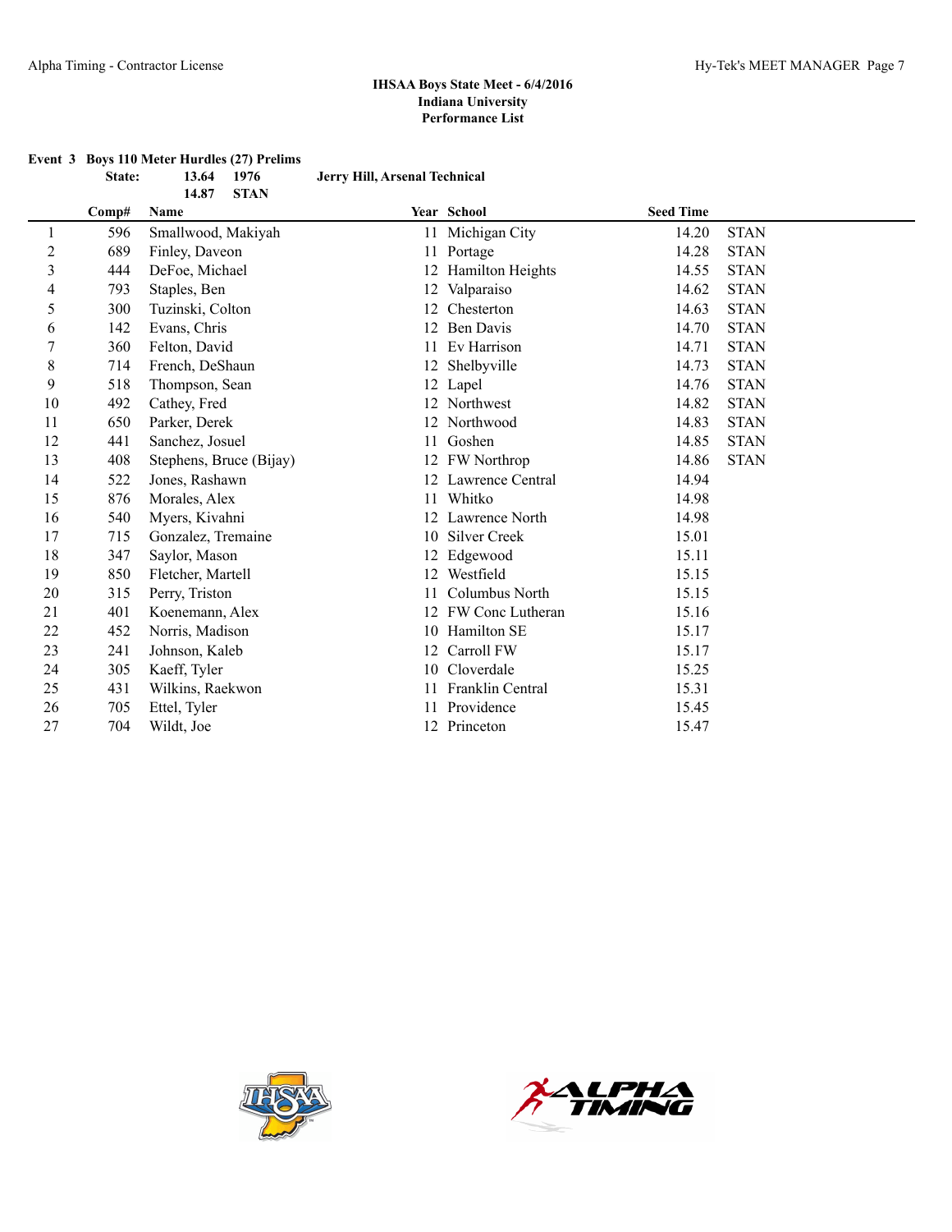**IHSAA Boys State Meet - 6/4/2016**
**Indiana University**
**Performance List**

**Event 3 Boys 110 Meter Hurdles (27) Prelims**

**State: 13.64 1976 Jerry Hill, Arsenal Technical**
**14.87 STAN**

| | Comp# | Name | Year | School | Seed Time | |
|---|---|---|---|---|---|---|
| 1 | 596 | Smallwood, Makiyah | 11 | Michigan City | 14.20 | STAN |
| 2 | 689 | Finley, Daveon | 11 | Portage | 14.28 | STAN |
| 3 | 444 | DeFoe, Michael | 12 | Hamilton Heights | 14.55 | STAN |
| 4 | 793 | Staples, Ben | 12 | Valparaiso | 14.62 | STAN |
| 5 | 300 | Tuzinski, Colton | 12 | Chesterton | 14.63 | STAN |
| 6 | 142 | Evans, Chris | 12 | Ben Davis | 14.70 | STAN |
| 7 | 360 | Felton, David | 11 | Ev Harrison | 14.71 | STAN |
| 8 | 714 | French, DeShaun | 12 | Shelbyville | 14.73 | STAN |
| 9 | 518 | Thompson, Sean | 12 | Lapel | 14.76 | STAN |
| 10 | 492 | Cathey, Fred | 12 | Northwest | 14.82 | STAN |
| 11 | 650 | Parker, Derek | 12 | Northwood | 14.83 | STAN |
| 12 | 441 | Sanchez, Josuel | 11 | Goshen | 14.85 | STAN |
| 13 | 408 | Stephens, Bruce (Bijay) | 12 | FW Northrop | 14.86 | STAN |
| 14 | 522 | Jones, Rashawn | 12 | Lawrence Central | 14.94 | |
| 15 | 876 | Morales, Alex | 11 | Whitko | 14.98 | |
| 16 | 540 | Myers, Kivahni | 12 | Lawrence North | 14.98 | |
| 17 | 715 | Gonzalez, Tremaine | 10 | Silver Creek | 15.01 | |
| 18 | 347 | Saylor, Mason | 12 | Edgewood | 15.11 | |
| 19 | 850 | Fletcher, Martell | 12 | Westfield | 15.15 | |
| 20 | 315 | Perry, Triston | 11 | Columbus North | 15.15 | |
| 21 | 401 | Koenemann, Alex | 12 | FW Conc Lutheran | 15.16 | |
| 22 | 452 | Norris, Madison | 10 | Hamilton SE | 15.17 | |
| 23 | 241 | Johnson, Kaleb | 12 | Carroll FW | 15.17 | |
| 24 | 305 | Kaeff, Tyler | 10 | Cloverdale | 15.25 | |
| 25 | 431 | Wilkins, Raekwon | 11 | Franklin Central | 15.31 | |
| 26 | 705 | Ettel, Tyler | 11 | Providence | 15.45 | |
| 27 | 704 | Wildt, Joe | 12 | Princeton | 15.47 | |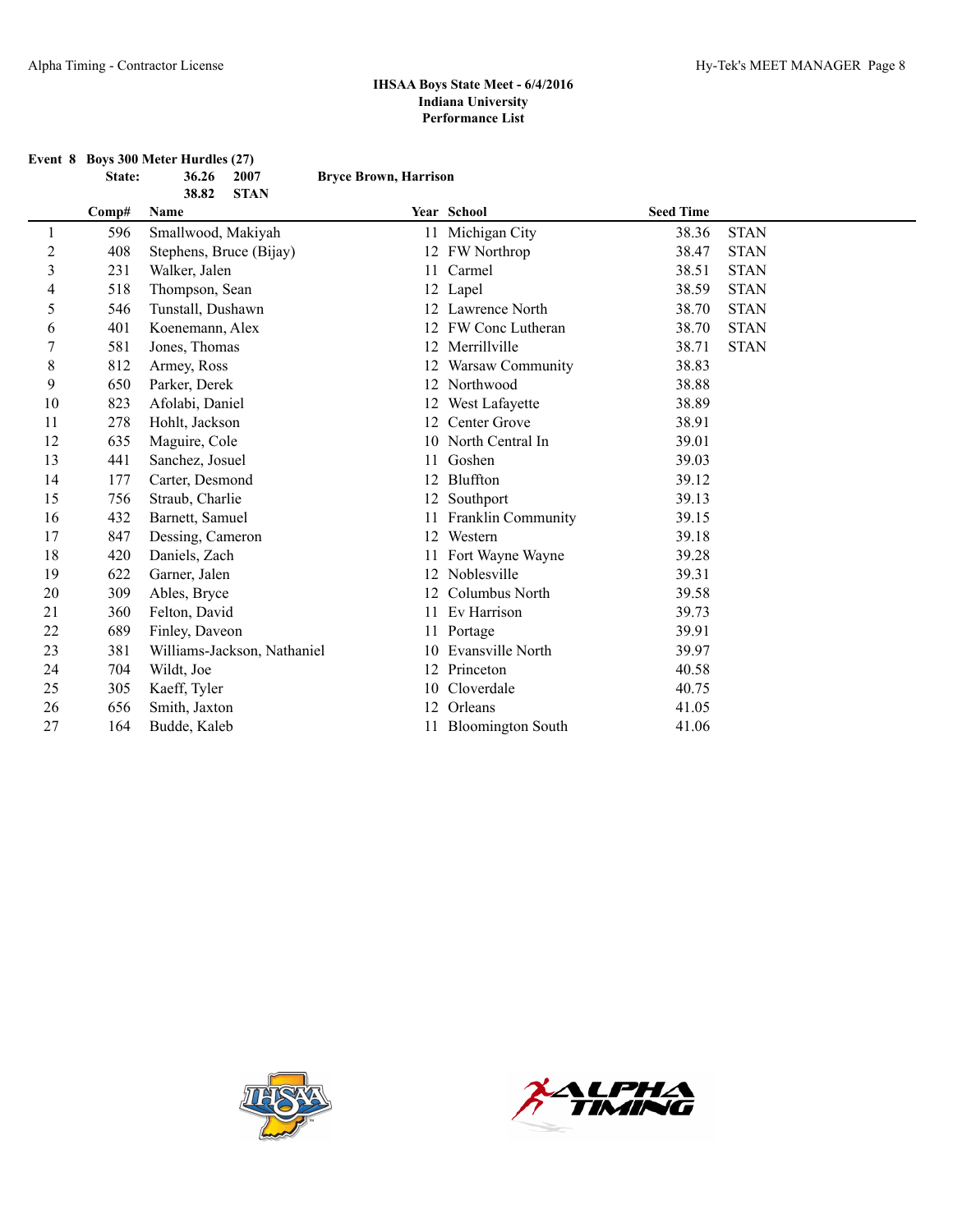### IHSAA Boys State Meet - 6/4/2016
### Indiana University
### Performance List

**Event 8 Boys 300 Meter Hurdles (27)**

**State: 36.26 2007 Bryce Brown, Harrison**
**38.82 STAN**

| | Comp# | Name | Year | School | Seed Time | |
|---|---|---|---|---|---|---|
| 1 | 596 | Smallwood, Makiyah | 11 | Michigan City | 38.36 | STAN |
| 2 | 408 | Stephens, Bruce (Bijay) | 12 | FW Northrop | 38.47 | STAN |
| 3 | 231 | Walker, Jalen | 11 | Carmel | 38.51 | STAN |
| 4 | 518 | Thompson, Sean | 12 | Lapel | 38.59 | STAN |
| 5 | 546 | Tunstall, Dushawn | 12 | Lawrence North | 38.70 | STAN |
| 6 | 401 | Koenemann, Alex | 12 | FW Conc Lutheran | 38.70 | STAN |
| 7 | 581 | Jones, Thomas | 12 | Merrillville | 38.71 | STAN |
| 8 | 812 | Armey, Ross | 12 | Warsaw Community | 38.83 | |
| 9 | 650 | Parker, Derek | 12 | Northwood | 38.88 | |
| 10 | 823 | Afolabi, Daniel | 12 | West Lafayette | 38.89 | |
| 11 | 278 | Hohlt, Jackson | 12 | Center Grove | 38.91 | |
| 12 | 635 | Maguire, Cole | 10 | North Central In | 39.01 | |
| 13 | 441 | Sanchez, Josuel | 11 | Goshen | 39.03 | |
| 14 | 177 | Carter, Desmond | 12 | Bluffton | 39.12 | |
| 15 | 756 | Straub, Charlie | 12 | Southport | 39.13 | |
| 16 | 432 | Barnett, Samuel | 11 | Franklin Community | 39.15 | |
| 17 | 847 | Dessing, Cameron | 12 | Western | 39.18 | |
| 18 | 420 | Daniels, Zach | 11 | Fort Wayne Wayne | 39.28 | |
| 19 | 622 | Garner, Jalen | 12 | Noblesville | 39.31 | |
| 20 | 309 | Ables, Bryce | 12 | Columbus North | 39.58 | |
| 21 | 360 | Felton, David | 11 | Ev Harrison | 39.73 | |
| 22 | 689 | Finley, Daveon | 11 | Portage | 39.91 | |
| 23 | 381 | Williams-Jackson, Nathaniel | 10 | Evansville North | 39.97 | |
| 24 | 704 | Wildt, Joe | 12 | Princeton | 40.58 | |
| 25 | 305 | Kaeff, Tyler | 10 | Cloverdale | 40.75 | |
| 26 | 656 | Smith, Jaxton | 12 | Orleans | 41.05 | |
| 27 | 164 | Budde, Kaleb | 11 | Bloomington South | 41.06 | |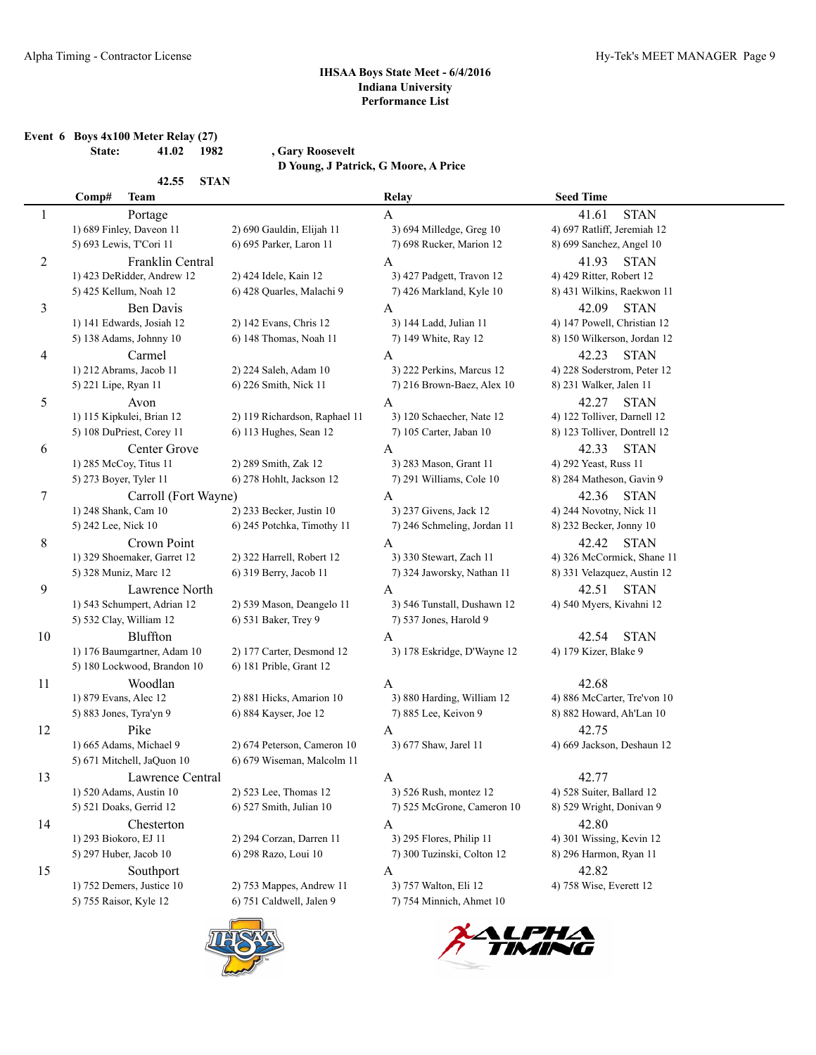**IHSAA Boys State Meet - 6/4/2016**
**Indiana University**
**Performance List**

**Event 6 Boys 4x100 Meter Relay (27)**

**State: 41.02 1982 , Gary Roosevelt**
**D Young, J Patrick, G Moore, A Price**

**42.55 STAN**

| Comp# | Team | | Relay | Seed Time |
|---|---|---|---|---|
| 1 | Portage | | A | 41.61 STAN |
| | 1) 689 Finley, Daveon 11 | 2) 690 Gauldin, Elijah 11 | 3) 694 Milledge, Greg 10 | 4) 697 Ratliff, Jeremiah 12 |
| | 5) 693 Lewis, T'Cori 11 | 6) 695 Parker, Laron 11 | 7) 698 Rucker, Marion 12 | 8) 699 Sanchez, Angel 10 |
| 2 | Franklin Central | | A | 41.93 STAN |
| | 1) 423 DeRidder, Andrew 12 | 2) 424 Idele, Kain 12 | 3) 427 Padgett, Travon 12 | 4) 429 Ritter, Robert 12 |
| | 5) 425 Kellum, Noah 12 | 6) 428 Quarles, Malachi 9 | 7) 426 Markland, Kyle 10 | 8) 431 Wilkins, Raekwon 11 |
| 3 | Ben Davis | | A | 42.09 STAN |
| | 1) 141 Edwards, Josiah 12 | 2) 142 Evans, Chris 12 | 3) 144 Ladd, Julian 11 | 4) 147 Powell, Christian 12 |
| | 5) 138 Adams, Johnny 10 | 6) 148 Thomas, Noah 11 | 7) 149 White, Ray 12 | 8) 150 Wilkerson, Jordan 12 |
| 4 | Carmel | | A | 42.23 STAN |
| | 1) 212 Abrams, Jacob 11 | 2) 224 Saleh, Adam 10 | 3) 222 Perkins, Marcus 12 | 4) 228 Soderstrom, Peter 12 |
| | 5) 221 Lipe, Ryan 11 | 6) 226 Smith, Nick 11 | 7) 216 Brown-Baez, Alex 10 | 8) 231 Walker, Jalen 11 |
| 5 | Avon | | A | 42.27 STAN |
| | 1) 115 Kipkulei, Brian 12 | 2) 119 Richardson, Raphael 11 | 3) 120 Schaecher, Nate 12 | 4) 122 Tolliver, Darnell 12 |
| | 5) 108 DuPriest, Corey 11 | 6) 113 Hughes, Sean 12 | 7) 105 Carter, Jaban 10 | 8) 123 Tolliver, Dontrell 12 |
| 6 | Center Grove | | A | 42.33 STAN |
| | 1) 285 McCoy, Titus 11 | 2) 289 Smith, Zak 12 | 3) 283 Mason, Grant 11 | 4) 292 Yeast, Russ 11 |
| | 5) 273 Boyer, Tyler 11 | 6) 278 Hohlt, Jackson 12 | 7) 291 Williams, Cole 10 | 8) 284 Matheson, Gavin 9 |
| 7 | Carroll (Fort Wayne) | | A | 42.36 STAN |
| | 1) 248 Shank, Cam 10 | 2) 233 Becker, Justin 10 | 3) 237 Givens, Jack 12 | 4) 244 Novotny, Nick 11 |
| | 5) 242 Lee, Nick 10 | 6) 245 Potchka, Timothy 11 | 7) 246 Schmeling, Jordan 11 | 8) 232 Becker, Jonny 10 |
| 8 | Crown Point | | A | 42.42 STAN |
| | 1) 329 Shoemaker, Garret 12 | 2) 322 Harrell, Robert 12 | 3) 330 Stewart, Zach 11 | 4) 326 McCormick, Shane 11 |
| | 5) 328 Muniz, Marc 12 | 6) 319 Berry, Jacob 11 | 7) 324 Jaworsky, Nathan 11 | 8) 331 Velazquez, Austin 12 |
| 9 | Lawrence North | | A | 42.51 STAN |
| | 1) 543 Schumpert, Adrian 12 | 2) 539 Mason, Deangelo 11 | 3) 546 Tunstall, Dushawn 12 | 4) 540 Myers, Kivahni 12 |
| | 5) 532 Clay, William 12 | 6) 531 Baker, Trey 9 | 7) 537 Jones, Harold 9 | |
| 10 | Bluffton | | A | 42.54 STAN |
| | 1) 176 Baumgartner, Adam 10 | 2) 177 Carter, Desmond 12 | 3) 178 Eskridge, D'Wayne 12 | 4) 179 Kizer, Blake 9 |
| | 5) 180 Lockwood, Brandon 10 | 6) 181 Prible, Grant 12 | | |
| 11 | Woodlan | | A | 42.68 |
| | 1) 879 Evans, Alec 12 | 2) 881 Hicks, Amarion 10 | 3) 880 Harding, William 12 | 4) 886 McCarter, Tre'von 10 |
| | 5) 883 Jones, Tyra'yn 9 | 6) 884 Kayser, Joe 12 | 7) 885 Lee, Keivon 9 | 8) 882 Howard, Ah'Lan 10 |
| 12 | Pike | | A | 42.75 |
| | 1) 665 Adams, Michael 9 | 2) 674 Peterson, Cameron 10 | 3) 677 Shaw, Jarel 11 | 4) 669 Jackson, Deshaun 12 |
| | 5) 671 Mitchell, JaQuon 10 | 6) 679 Wiseman, Malcolm 11 | | |
| 13 | Lawrence Central | | A | 42.77 |
| | 1) 520 Adams, Austin 10 | 2) 523 Lee, Thomas 12 | 3) 526 Rush, montez 12 | 4) 528 Suiter, Ballard 12 |
| | 5) 521 Doaks, Gerrid 12 | 6) 527 Smith, Julian 10 | 7) 525 McGrone, Cameron 10 | 8) 529 Wright, Donivan 9 |
| 14 | Chesterton | | A | 42.80 |
| | 1) 293 Biokoro, EJ 11 | 2) 294 Corzan, Darren 11 | 3) 295 Flores, Philip 11 | 4) 301 Wissing, Kevin 12 |
| | 5) 297 Huber, Jacob 10 | 6) 298 Razo, Loui 10 | 7) 300 Tuzinski, Colton 12 | 8) 296 Harmon, Ryan 11 |
| 15 | Southport | | A | 42.82 |
| | 1) 752 Demers, Justice 10 | 2) 753 Mappes, Andrew 11 | 3) 757 Walton, Eli 12 | 4) 758 Wise, Everett 12 |
| | 5) 755 Raisor, Kyle 12 | 6) 751 Caldwell, Jalen 9 | 7) 754 Minnich, Ahmet 10 | |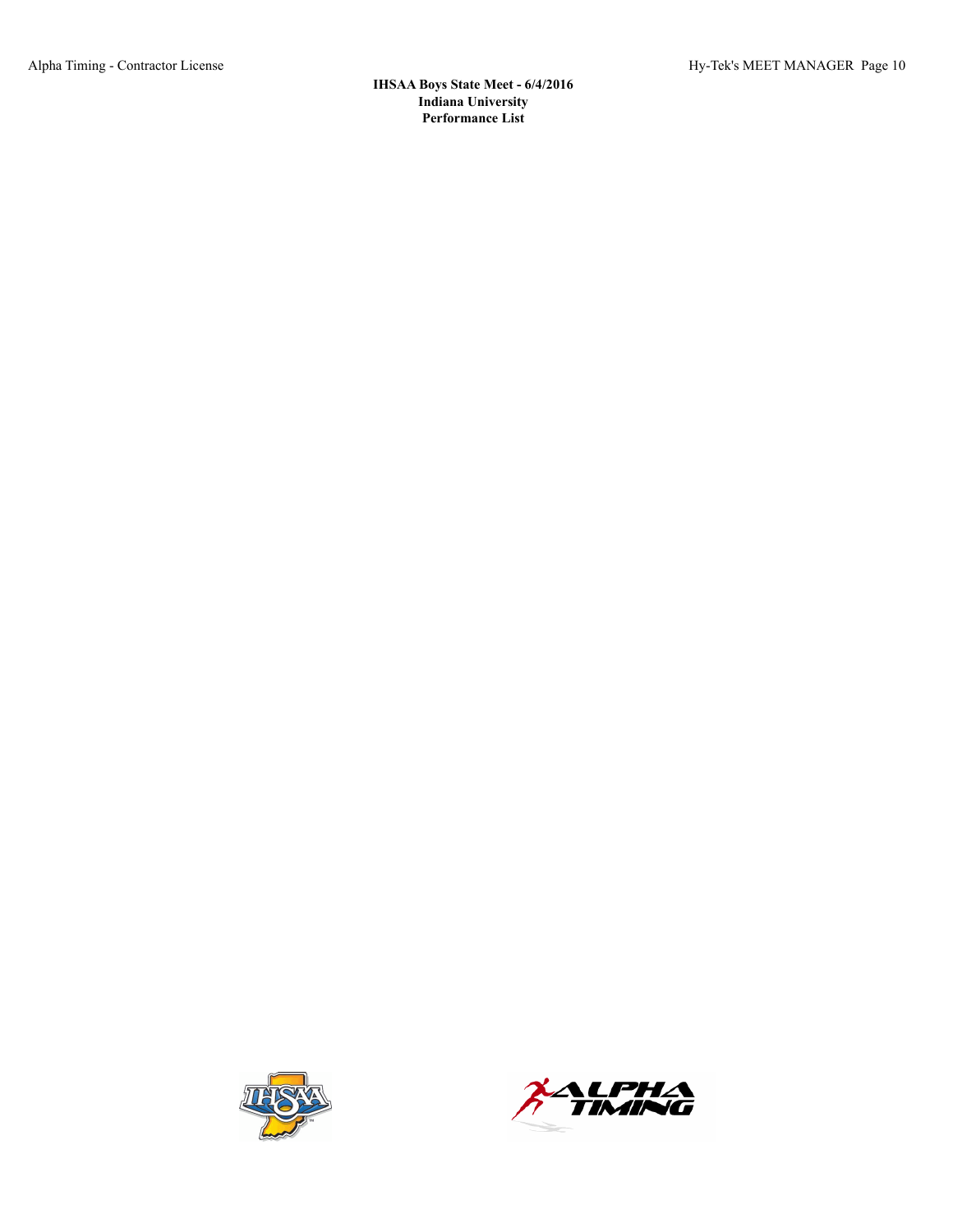IHSAA Boys State Meet - 6/4/2016
Indiana University
Performance List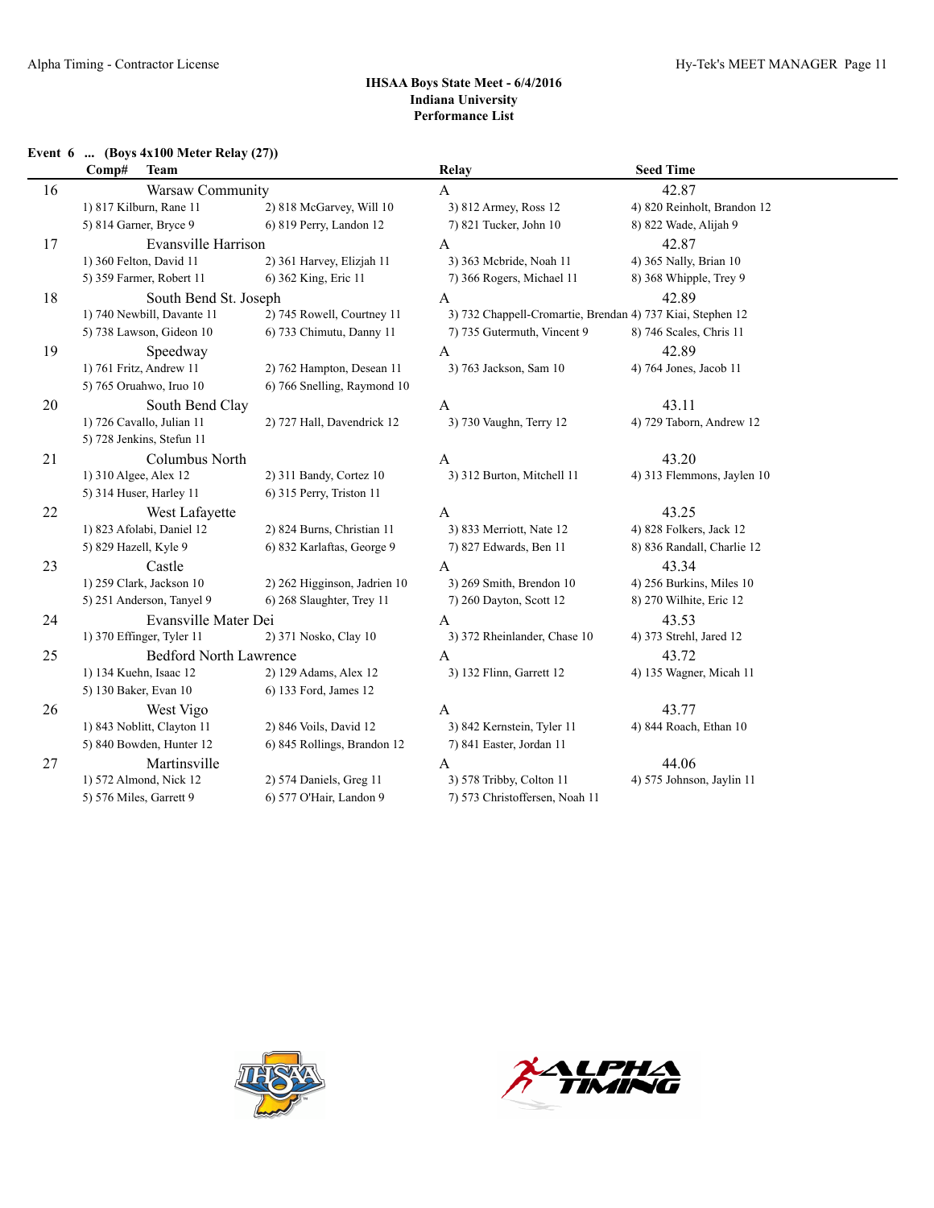**IHSAA Boys State Meet - 6/4/2016**
**Indiana University**
**Performance List**

**Event 6 ... (Boys 4x100 Meter Relay (27))**

| | Comp# Team | | Relay | Seed Time |
|---|---|---|---|---|
| 16 | Warsaw Community | | A | 42.87 |
| | 1) 817 Kilburn, Rane 11 | 2) 818 McGarvey, Will 10 | 3) 812 Armey, Ross 12 | 4) 820 Reinholt, Brandon 12 |
| | 5) 814 Garner, Bryce 9 | 6) 819 Perry, Landon 12 | 7) 821 Tucker, John 10 | 8) 822 Wade, Alijah 9 |
| 17 | Evansville Harrison | | A | 42.87 |
| | 1) 360 Felton, David 11 | 2) 361 Harvey, Elizjah 11 | 3) 363 Mcbride, Noah 11 | 4) 365 Nally, Brian 10 |
| | 5) 359 Farmer, Robert 11 | 6) 362 King, Eric 11 | 7) 366 Rogers, Michael 11 | 8) 368 Whipple, Trey 9 |
| 18 | South Bend St. Joseph | | A | 42.89 |
| | 1) 740 Newbill, Davante 11 | 2) 745 Rowell, Courtney 11 | 3) 732 Chappell-Cromartie, Brendan | 4) 737 Kiai, Stephen 12 |
| | 5) 738 Lawson, Gideon 10 | 6) 733 Chimutu, Danny 11 | 7) 735 Gutermuth, Vincent 9 | 8) 746 Scales, Chris 11 |
| 19 | Speedway | | A | 42.89 |
| | 1) 761 Fritz, Andrew 11 | 2) 762 Hampton, Desean 11 | 3) 763 Jackson, Sam 10 | 4) 764 Jones, Jacob 11 |
| | 5) 765 Oruahwo, Iruo 10 | 6) 766 Snelling, Raymond 10 | | |
| 20 | South Bend Clay | | A | 43.11 |
| | 1) 726 Cavallo, Julian 11 | 2) 727 Hall, Davendrick 12 | 3) 730 Vaughn, Terry 12 | 4) 729 Taborn, Andrew 12 |
| | 5) 728 Jenkins, Stefun 11 | | | |
| 21 | Columbus North | | A | 43.20 |
| | 1) 310 Algee, Alex 12 | 2) 311 Bandy, Cortez 10 | 3) 312 Burton, Mitchell 11 | 4) 313 Flemmons, Jaylen 10 |
| | 5) 314 Huser, Harley 11 | 6) 315 Perry, Triston 11 | | |
| 22 | West Lafayette | | A | 43.25 |
| | 1) 823 Afolabi, Daniel 12 | 2) 824 Burns, Christian 11 | 3) 833 Merriott, Nate 12 | 4) 828 Folkers, Jack 12 |
| | 5) 829 Hazell, Kyle 9 | 6) 832 Karlaftas, George 9 | 7) 827 Edwards, Ben 11 | 8) 836 Randall, Charlie 12 |
| 23 | Castle | | A | 43.34 |
| | 1) 259 Clark, Jackson 10 | 2) 262 Higginson, Jadrien 10 | 3) 269 Smith, Brendon 10 | 4) 256 Burkins, Miles 10 |
| | 5) 251 Anderson, Tanyel 9 | 6) 268 Slaughter, Trey 11 | 7) 260 Dayton, Scott 12 | 8) 270 Wilhite, Eric 12 |
| 24 | Evansville Mater Dei | | A | 43.53 |
| | 1) 370 Effinger, Tyler 11 | 2) 371 Nosko, Clay 10 | 3) 372 Rheinlander, Chase 10 | 4) 373 Strehl, Jared 12 |
| 25 | Bedford North Lawrence | | A | 43.72 |
| | 1) 134 Kuehn, Isaac 12 | 2) 129 Adams, Alex 12 | 3) 132 Flinn, Garrett 12 | 4) 135 Wagner, Micah 11 |
| | 5) 130 Baker, Evan 10 | 6) 133 Ford, James 12 | | |
| 26 | West Vigo | | A | 43.77 |
| | 1) 843 Noblitt, Clayton 11 | 2) 846 Voils, David 12 | 3) 842 Kernstein, Tyler 11 | 4) 844 Roach, Ethan 10 |
| | 5) 840 Bowden, Hunter 12 | 6) 845 Rollings, Brandon 12 | 7) 841 Easter, Jordan 11 | |
| 27 | Martinsville | | A | 44.06 |
| | 1) 572 Almond, Nick 12 | 2) 574 Daniels, Greg 11 | 3) 578 Tribby, Colton 11 | 4) 575 Johnson, Jaylin 11 |
| | 5) 576 Miles, Garrett 9 | 6) 577 O'Hair, Landon 9 | 7) 573 Christoffersen, Noah 11 | |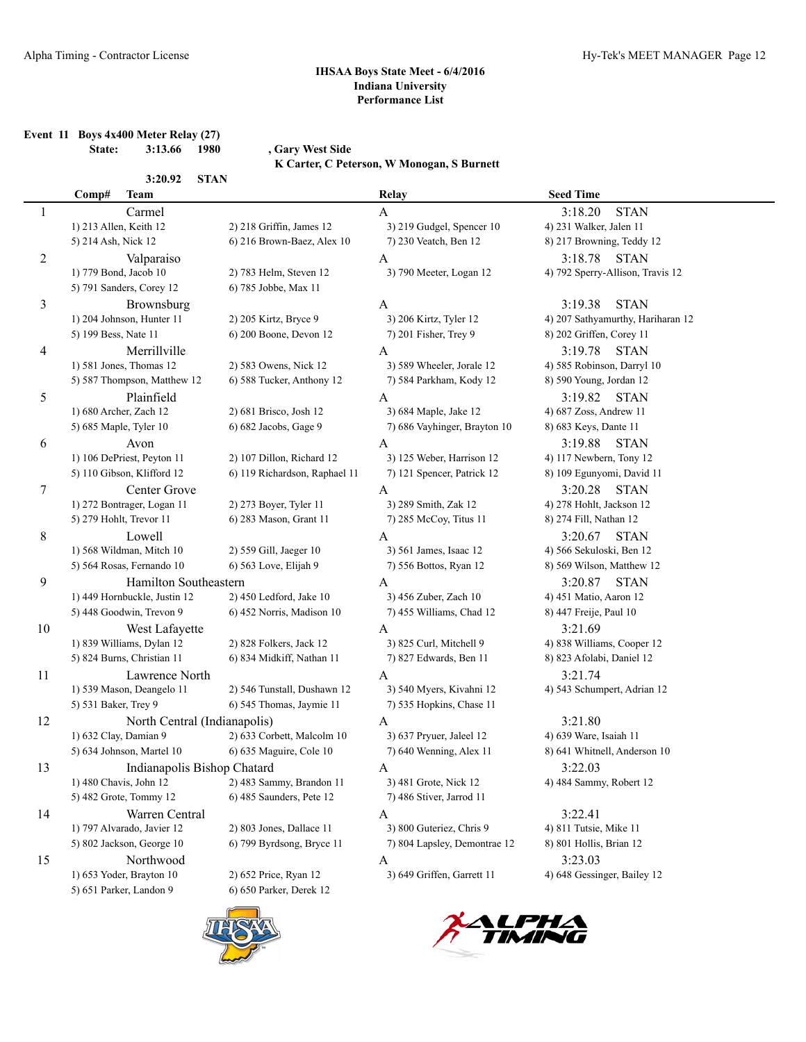**IHSAA Boys State Meet - 6/4/2016**
**Indiana University**
**Performance List**

**Event 11 Boys 4x400 Meter Relay (27)**

**State: 3:13.66 1980 , Gary West Side**
**K Carter, C Peterson, W Monogan, S Burnett**

**3:20.92 STAN**

| Comp# | Team | | Relay | Seed Time |
|---|---|---|---|---|
| 1 | Carmel | | A | 3:18.20 STAN |
| | 1) 213 Allen, Keith 12 | 2) 218 Griffin, James 12 | 3) 219 Gudgel, Spencer 10 | 4) 231 Walker, Jalen 11 |
| | 5) 214 Ash, Nick 12 | 6) 216 Brown-Baez, Alex 10 | 7) 230 Veatch, Ben 12 | 8) 217 Browning, Teddy 12 |
| 2 | Valparaiso | | A | 3:18.78 STAN |
| | 1) 779 Bond, Jacob 10 | 2) 783 Helm, Steven 12 | 3) 790 Meeter, Logan 12 | 4) 792 Sperry-Allison, Travis 12 |
| | 5) 791 Sanders, Corey 12 | 6) 785 Jobbe, Max 11 | | |
| 3 | Brownsburg | | A | 3:19.38 STAN |
| | 1) 204 Johnson, Hunter 11 | 2) 205 Kirtz, Bryce 9 | 3) 206 Kirtz, Tyler 12 | 4) 207 Sathyamurthy, Hariharan 12 |
| | 5) 199 Bess, Nate 11 | 6) 200 Boone, Devon 12 | 7) 201 Fisher, Trey 9 | 8) 202 Griffen, Corey 11 |
| 4 | Merrillville | | A | 3:19.78 STAN |
| | 1) 581 Jones, Thomas 12 | 2) 583 Owens, Nick 12 | 3) 589 Wheeler, Jorale 12 | 4) 585 Robinson, Darryl 10 |
| | 5) 587 Thompson, Matthew 12 | 6) 588 Tucker, Anthony 12 | 7) 584 Parkham, Kody 12 | 8) 590 Young, Jordan 12 |
| 5 | Plainfield | | A | 3:19.82 STAN |
| | 1) 680 Archer, Zach 12 | 2) 681 Brisco, Josh 12 | 3) 684 Maple, Jake 12 | 4) 687 Zoss, Andrew 11 |
| | 5) 685 Maple, Tyler 10 | 6) 682 Jacobs, Gage 9 | 7) 686 Vayhinger, Brayton 10 | 8) 683 Keys, Dante 11 |
| 6 | Avon | | A | 3:19.88 STAN |
| | 1) 106 DePriest, Peyton 11 | 2) 107 Dillon, Richard 12 | 3) 125 Weber, Harrison 12 | 4) 117 Newbern, Tony 12 |
| | 5) 110 Gibson, Klifford 12 | 6) 119 Richardson, Raphael 11 | 7) 121 Spencer, Patrick 12 | 8) 109 Egunyomi, David 11 |
| 7 | Center Grove | | A | 3:20.28 STAN |
| | 1) 272 Bontrager, Logan 11 | 2) 273 Boyer, Tyler 11 | 3) 289 Smith, Zak 12 | 4) 278 Hohlt, Jackson 12 |
| | 5) 279 Hohlt, Trevor 11 | 6) 283 Mason, Grant 11 | 7) 285 McCoy, Titus 11 | 8) 274 Fill, Nathan 12 |
| 8 | Lowell | | A | 3:20.67 STAN |
| | 1) 568 Wildman, Mitch 10 | 2) 559 Gill, Jaeger 10 | 3) 561 James, Isaac 12 | 4) 566 Sekuloski, Ben 12 |
| | 5) 564 Rosas, Fernando 10 | 6) 563 Love, Elijah 9 | 7) 556 Bottos, Ryan 12 | 8) 569 Wilson, Matthew 12 |
| 9 | Hamilton Southeastern | | A | 3:20.87 STAN |
| | 1) 449 Hornbuckle, Justin 12 | 2) 450 Ledford, Jake 10 | 3) 456 Zuber, Zach 10 | 4) 451 Matio, Aaron 12 |
| | 5) 448 Goodwin, Trevon 9 | 6) 452 Norris, Madison 10 | 7) 455 Williams, Chad 12 | 8) 447 Freije, Paul 10 |
| 10 | West Lafayette | | A | 3:21.69 |
| | 1) 839 Williams, Dylan 12 | 2) 828 Folkers, Jack 12 | 3) 825 Curl, Mitchell 9 | 4) 838 Williams, Cooper 12 |
| | 5) 824 Burns, Christian 11 | 6) 834 Midkiff, Nathan 11 | 7) 827 Edwards, Ben 11 | 8) 823 Afolabi, Daniel 12 |
| 11 | Lawrence North | | A | 3:21.74 |
| | 1) 539 Mason, Deangelo 11 | 2) 546 Tunstall, Dushawn 12 | 3) 540 Myers, Kivahni 12 | 4) 543 Schumpert, Adrian 12 |
| | 5) 531 Baker, Trey 9 | 6) 545 Thomas, Jaymie 11 | 7) 535 Hopkins, Chase 11 | |
| 12 | North Central (Indianapolis) | | A | 3:21.80 |
| | 1) 632 Clay, Damian 9 | 2) 633 Corbett, Malcolm 10 | 3) 637 Pryuer, Jaleel 12 | 4) 639 Ware, Isaiah 11 |
| | 5) 634 Johnson, Martel 10 | 6) 635 Maguire, Cole 10 | 7) 640 Wenning, Alex 11 | 8) 641 Whitnell, Anderson 10 |
| 13 | Indianapolis Bishop Chatard | | A | 3:22.03 |
| | 1) 480 Chavis, John 12 | 2) 483 Sammy, Brandon 11 | 3) 481 Grote, Nick 12 | 4) 484 Sammy, Robert 12 |
| | 5) 482 Grote, Tommy 12 | 6) 485 Saunders, Pete 12 | 7) 486 Stiver, Jarrod 11 | |
| 14 | Warren Central | | A | 3:22.41 |
| | 1) 797 Alvarado, Javier 12 | 2) 803 Jones, Dallace 11 | 3) 800 Guteriez, Chris 9 | 4) 811 Tutsie, Mike 11 |
| | 5) 802 Jackson, George 10 | 6) 799 Byrdsong, Bryce 11 | 7) 804 Lapsley, Demontrae 12 | 8) 801 Hollis, Brian 12 |
| 15 | Northwood | | A | 3:23.03 |
| | 1) 653 Yoder, Brayton 10 | 2) 652 Price, Ryan 12 | 3) 649 Griffen, Garrett 11 | 4) 648 Gessinger, Bailey 12 |
| | 5) 651 Parker, Landon 9 | 6) 650 Parker, Derek 12 | | |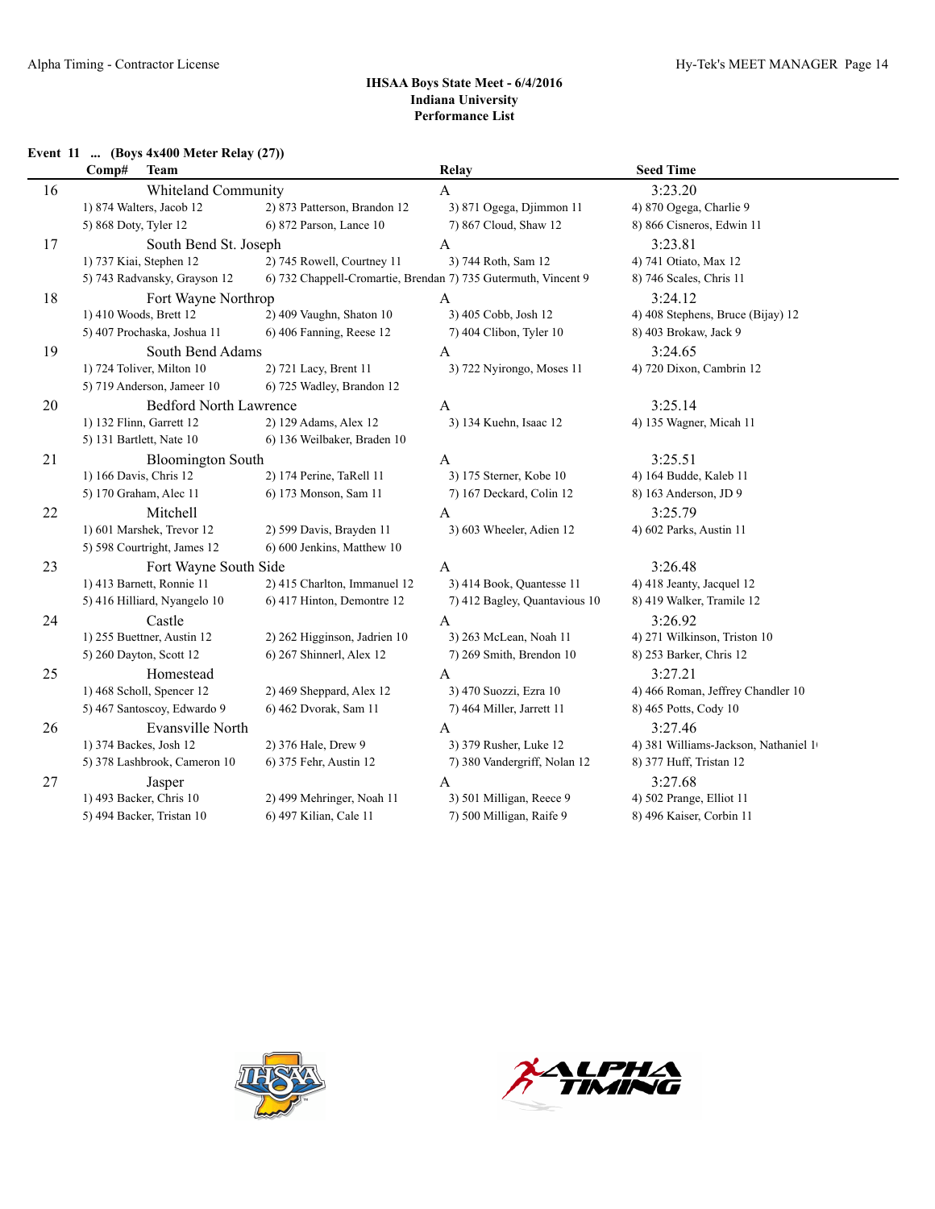**IHSAA Boys State Meet - 6/4/2016**
**Indiana University**
**Performance List**

### Event 11 ... (Boys 4x400 Meter Relay (27))

| Comp# | Team | Relay | Seed Time |
|---|---|---|---|
| 16 | Whiteland Community | A | 3:23.20 |
| | 1) 874 Walters, Jacob 12; 2) 873 Patterson, Brandon 12; 3) 871 Ogega, Djimmon 11; 4) 870 Ogega, Charlie 9; 5) 868 Doty, Tyler 12; 6) 872 Parson, Lance 10; 7) 867 Cloud, Shaw 12; 8) 866 Cisneros, Edwin 11 | | |
| 17 | South Bend St. Joseph | A | 3:23.81 |
| | 1) 737 Kiai, Stephen 12; 2) 745 Rowell, Courtney 11; 3) 744 Roth, Sam 12; 4) 741 Otiato, Max 12; 5) 743 Radvansky, Grayson 12; 6) 732 Chappell-Cromartie, Brendan 12; 7) 735 Gutermuth, Vincent 9; 8) 746 Scales, Chris 11 | | |
| 18 | Fort Wayne Northrop | A | 3:24.12 |
| | 1) 410 Woods, Brett 12; 2) 409 Vaughn, Shaton 10; 3) 405 Cobb, Josh 12; 4) 408 Stephens, Bruce (Bijay) 12; 5) 407 Prochaska, Joshua 11; 6) 406 Fanning, Reese 12; 7) 404 Clibon, Tyler 10; 8) 403 Brokaw, Jack 9 | | |
| 19 | South Bend Adams | A | 3:24.65 |
| | 1) 724 Toliver, Milton 10; 2) 721 Lacy, Brent 11; 3) 722 Nyirongo, Moses 11; 4) 720 Dixon, Cambrin 12; 5) 719 Anderson, Jameer 10; 6) 725 Wadley, Brandon 12 | | |
| 20 | Bedford North Lawrence | A | 3:25.14 |
| | 1) 132 Flinn, Garrett 12; 2) 129 Adams, Alex 12; 3) 134 Kuehn, Isaac 12; 4) 135 Wagner, Micah 11; 5) 131 Bartlett, Nate 10; 6) 136 Weilbaker, Braden 10 | | |
| 21 | Bloomington South | A | 3:25.51 |
| | 1) 166 Davis, Chris 12; 2) 174 Perine, TaRell 11; 3) 175 Sterner, Kobe 10; 4) 164 Budde, Kaleb 11; 5) 170 Graham, Alec 11; 6) 173 Monson, Sam 11; 7) 167 Deckard, Colin 12; 8) 163 Anderson, JD 9 | | |
| 22 | Mitchell | A | 3:25.79 |
| | 1) 601 Marshek, Trevor 12; 2) 599 Davis, Brayden 11; 3) 603 Wheeler, Adien 12; 4) 602 Parks, Austin 11; 5) 598 Courtright, James 12; 6) 600 Jenkins, Matthew 10 | | |
| 23 | Fort Wayne South Side | A | 3:26.48 |
| | 1) 413 Barnett, Ronnie 11; 2) 415 Charlton, Immanuel 12; 3) 414 Book, Quantesse 11; 4) 418 Jeanty, Jacquel 12; 5) 416 Hilliard, Nyangelo 10; 6) 417 Hinton, Demontre 12; 7) 412 Bagley, Quantavious 10; 8) 419 Walker, Tramile 12 | | |
| 24 | Castle | A | 3:26.92 |
| | 1) 255 Buettner, Austin 12; 2) 262 Higginson, Jadrien 10; 3) 263 McLean, Noah 11; 4) 271 Wilkinson, Triston 10; 5) 260 Dayton, Scott 12; 6) 267 Shinnerl, Alex 12; 7) 269 Smith, Brendon 10; 8) 253 Barker, Chris 12 | | |
| 25 | Homestead | A | 3:27.21 |
| | 1) 468 Scholl, Spencer 12; 2) 469 Sheppard, Alex 12; 3) 470 Suozzi, Ezra 10; 4) 466 Roman, Jeffrey Chandler 10; 5) 467 Santoscoy, Edwardo 9; 6) 462 Dvorak, Sam 11; 7) 464 Miller, Jarrett 11; 8) 465 Potts, Cody 10 | | |
| 26 | Evansville North | A | 3:27.46 |
| | 1) 374 Backes, Josh 12; 2) 376 Hale, Drew 9; 3) 379 Rusher, Luke 12; 4) 381 Williams-Jackson, Nathaniel 1; 5) 378 Lashbrook, Cameron 10; 6) 375 Fehr, Austin 12; 7) 380 Vandergriff, Nolan 12; 8) 377 Huff, Tristan 12 | | |
| 27 | Jasper | A | 3:27.68 |
| | 1) 493 Backer, Chris 10; 2) 499 Mehringer, Noah 11; 3) 501 Milligan, Reece 9; 4) 502 Prange, Elliot 11; 5) 494 Backer, Tristan 10; 6) 497 Kilian, Cale 11; 7) 500 Milligan, Raife 9; 8) 496 Kaiser, Corbin 11 | | |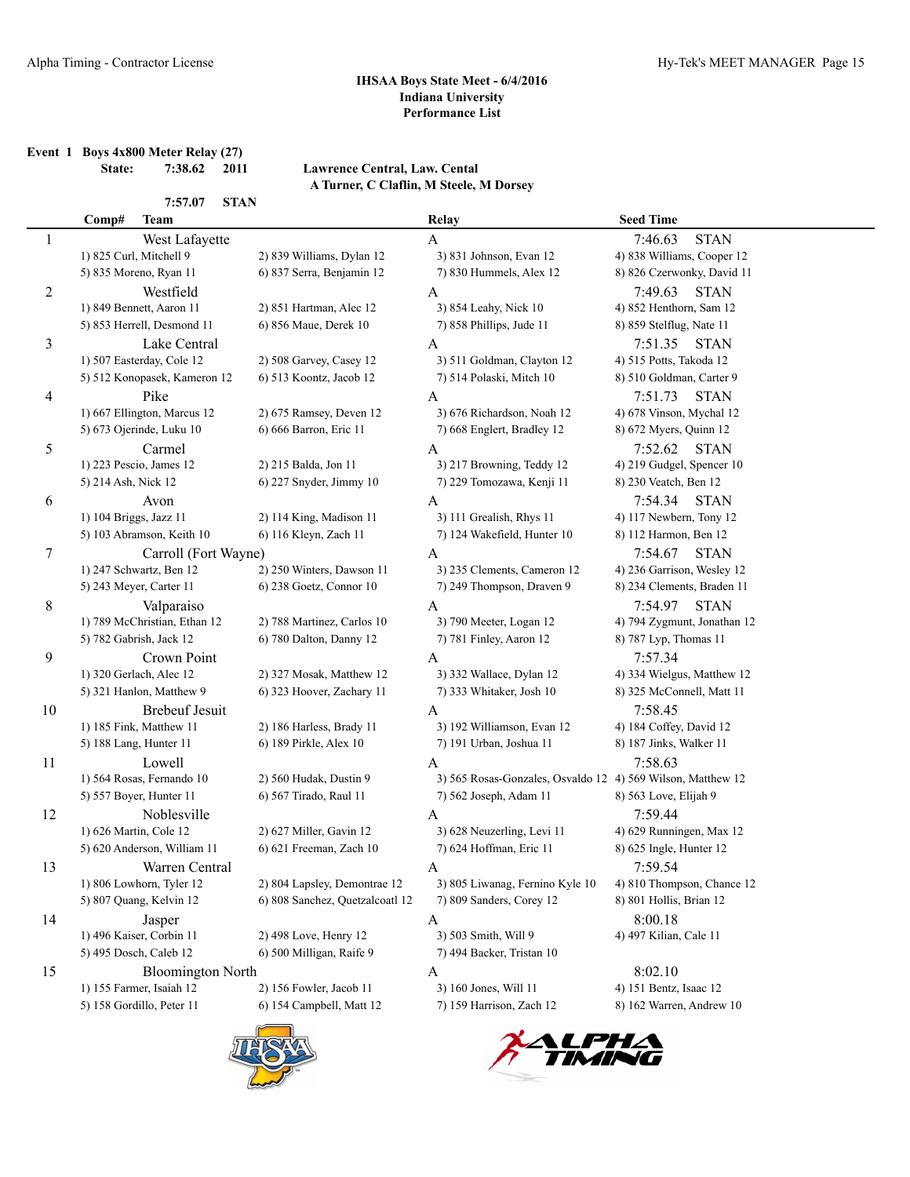**IHSAA Boys State Meet - 6/4/2016**
**Indiana University**
**Performance List**

**Event 1 Boys 4x800 Meter Relay (27)**

**State: 7:38.62 2011 — Lawrence Central, Law. Cental**
**A Turner, C Claflin, M Steele, M Dorsey**

**7:57.07 STAN**

| Comp# | Team | | Relay | Seed Time |
|---|---|---|---|---|
| 1 | West Lafayette | | A | 7:46.63 STAN |
| | 1) 825 Curl, Mitchell 9 | 2) 839 Williams, Dylan 12 | 3) 831 Johnson, Evan 12 | 4) 838 Williams, Cooper 12 |
| | 5) 835 Moreno, Ryan 11 | 6) 837 Serra, Benjamin 12 | 7) 830 Hummels, Alex 12 | 8) 826 Czerwonky, David 11 |
| 2 | Westfield | | A | 7:49.63 STAN |
| | 1) 849 Bennett, Aaron 11 | 2) 851 Hartman, Alec 12 | 3) 854 Leahy, Nick 10 | 4) 852 Henthorn, Sam 12 |
| | 5) 853 Herrell, Desmond 11 | 6) 856 Maue, Derek 10 | 7) 858 Phillips, Jude 11 | 8) 859 Stelflug, Nate 11 |
| 3 | Lake Central | | A | 7:51.35 STAN |
| | 1) 507 Easterday, Cole 12 | 2) 508 Garvey, Casey 12 | 3) 511 Goldman, Clayton 12 | 4) 515 Potts, Takoda 12 |
| | 5) 512 Konopasek, Kameron 12 | 6) 513 Koontz, Jacob 12 | 7) 514 Polaski, Mitch 10 | 8) 510 Goldman, Carter 9 |
| 4 | Pike | | A | 7:51.73 STAN |
| | 1) 667 Ellington, Marcus 12 | 2) 675 Ramsey, Deven 12 | 3) 676 Richardson, Noah 12 | 4) 678 Vinson, Mychal 12 |
| | 5) 673 Ojerinde, Luku 10 | 6) 666 Barron, Eric 11 | 7) 668 Englert, Bradley 12 | 8) 672 Myers, Quinn 12 |
| 5 | Carmel | | A | 7:52.62 STAN |
| | 1) 223 Pescio, James 12 | 2) 215 Balda, Jon 11 | 3) 217 Browning, Teddy 12 | 4) 219 Gudgel, Spencer 10 |
| | 5) 214 Ash, Nick 12 | 6) 227 Snyder, Jimmy 10 | 7) 229 Tomozawa, Kenji 11 | 8) 230 Veatch, Ben 12 |
| 6 | Avon | | A | 7:54.34 STAN |
| | 1) 104 Briggs, Jazz 11 | 2) 114 King, Madison 11 | 3) 111 Grealish, Rhys 11 | 4) 117 Newbern, Tony 12 |
| | 5) 103 Abramson, Keith 10 | 6) 116 Kleyn, Zach 11 | 7) 124 Wakefield, Hunter 10 | 8) 112 Harmon, Ben 12 |
| 7 | Carroll (Fort Wayne) | | A | 7:54.67 STAN |
| | 1) 247 Schwartz, Ben 12 | 2) 250 Winters, Dawson 11 | 3) 235 Clements, Cameron 12 | 4) 236 Garrison, Wesley 12 |
| | 5) 243 Meyer, Carter 11 | 6) 238 Goetz, Connor 10 | 7) 249 Thompson, Draven 9 | 8) 234 Clements, Braden 11 |
| 8 | Valparaiso | | A | 7:54.97 STAN |
| | 1) 789 McChristian, Ethan 12 | 2) 788 Martinez, Carlos 10 | 3) 790 Meeter, Logan 12 | 4) 794 Zygmunt, Jonathan 12 |
| | 5) 782 Gabrish, Jack 12 | 6) 780 Dalton, Danny 12 | 7) 781 Finley, Aaron 12 | 8) 787 Lyp, Thomas 11 |
| 9 | Crown Point | | A | 7:57.34 |
| | 1) 320 Gerlach, Alec 12 | 2) 327 Mosak, Matthew 12 | 3) 332 Wallace, Dylan 12 | 4) 334 Wielgus, Matthew 12 |
| | 5) 321 Hanlon, Matthew 9 | 6) 323 Hoover, Zachary 11 | 7) 333 Whitaker, Josh 10 | 8) 325 McConnell, Matt 11 |
| 10 | Brebeuf Jesuit | | A | 7:58.45 |
| | 1) 185 Fink, Matthew 11 | 2) 186 Harless, Brady 11 | 3) 192 Williamson, Evan 12 | 4) 184 Coffey, David 12 |
| | 5) 188 Lang, Hunter 11 | 6) 189 Pirkle, Alex 10 | 7) 191 Urban, Joshua 11 | 8) 187 Jinks, Walker 11 |
| 11 | Lowell | | A | 7:58.63 |
| | 1) 564 Rosas, Fernando 10 | 2) 560 Hudak, Dustin 9 | 3) 565 Rosas-Gonzales, Osvaldo 12 | 4) 569 Wilson, Matthew 12 |
| | 5) 557 Boyer, Hunter 11 | 6) 567 Tirado, Raul 11 | 7) 562 Joseph, Adam 11 | 8) 563 Love, Elijah 9 |
| 12 | Noblesville | | A | 7:59.44 |
| | 1) 626 Martin, Cole 12 | 2) 627 Miller, Gavin 12 | 3) 628 Neuzerling, Levi 11 | 4) 629 Runningen, Max 12 |
| | 5) 620 Anderson, William 11 | 6) 621 Freeman, Zach 10 | 7) 624 Hoffman, Eric 11 | 8) 625 Ingle, Hunter 12 |
| 13 | Warren Central | | A | 7:59.54 |
| | 1) 806 Lowhorn, Tyler 12 | 2) 804 Lapsley, Demontrae 12 | 3) 805 Liwanag, Fernino Kyle 10 | 4) 810 Thompson, Chance 12 |
| | 5) 807 Quang, Kelvin 12 | 6) 808 Sanchez, Quetzalcoatl 12 | 7) 809 Sanders, Corey 12 | 8) 801 Hollis, Brian 12 |
| 14 | Jasper | | A | 8:00.18 |
| | 1) 496 Kaiser, Corbin 11 | 2) 498 Love, Henry 12 | 3) 503 Smith, Will 9 | 4) 497 Kilian, Cale 11 |
| | 5) 495 Dosch, Caleb 12 | 6) 500 Milligan, Raife 9 | 7) 494 Backer, Tristan 10 | |
| 15 | Bloomington North | | A | 8:02.10 |
| | 1) 155 Farmer, Isaiah 12 | 2) 156 Fowler, Jacob 11 | 3) 160 Jones, Will 11 | 4) 151 Bentz, Isaac 12 |
| | 5) 158 Gordillo, Peter 11 | 6) 154 Campbell, Matt 12 | 7) 159 Harrison, Zach 12 | 8) 162 Warren, Andrew 10 |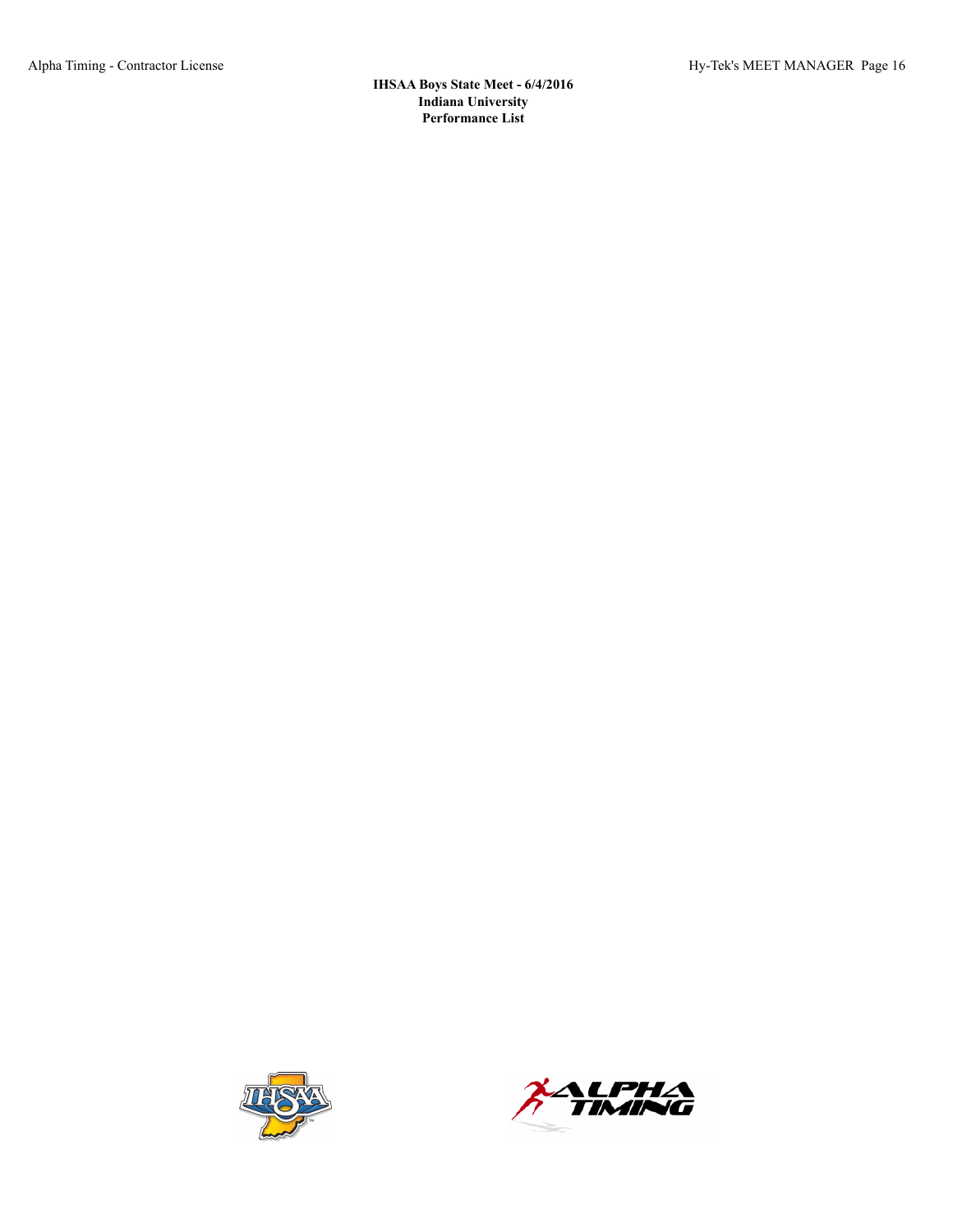**IHSAA Boys State Meet - 6/4/2016**
**Indiana University**
**Performance List**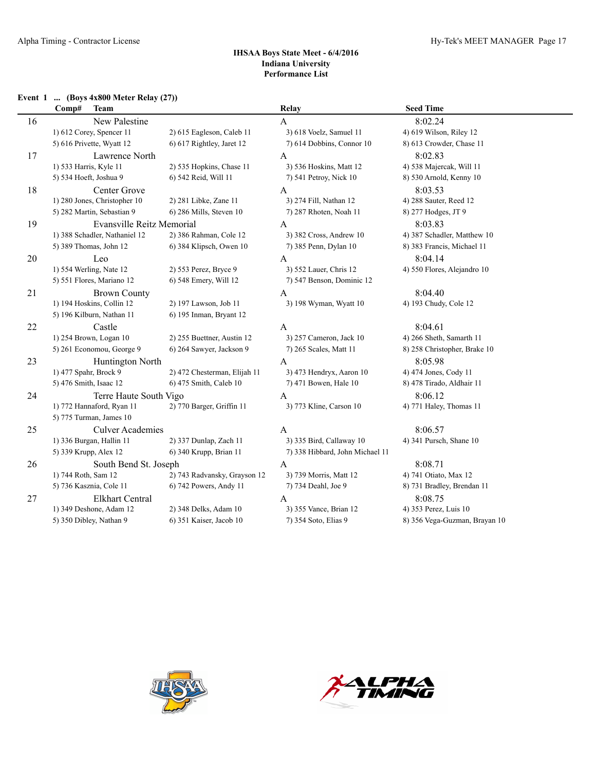### IHSAA Boys State Meet - 6/4/2016
### Indiana University
### Performance List

**Event 1 ... (Boys 4x800 Meter Relay (27))**

| Comp# | Team | | Relay | Seed Time |
|---|---|---|---|---|
| 16 | New Palestine | | A | 8:02.24 |
| | 1) 612 Corey, Spencer 11 | 2) 615 Eagleson, Caleb 11 | 3) 618 Voelz, Samuel 11 | 4) 619 Wilson, Riley 12 |
| | 5) 616 Privette, Wyatt 12 | 6) 617 Rightley, Jaret 12 | 7) 614 Dobbins, Connor 10 | 8) 613 Crowder, Chase 11 |
| 17 | Lawrence North | | A | 8:02.83 |
| | 1) 533 Harris, Kyle 11 | 2) 535 Hopkins, Chase 11 | 3) 536 Hoskins, Matt 12 | 4) 538 Majercak, Will 11 |
| | 5) 534 Hoeft, Joshua 9 | 6) 542 Reid, Will 11 | 7) 541 Petroy, Nick 10 | 8) 530 Arnold, Kenny 10 |
| 18 | Center Grove | | A | 8:03.53 |
| | 1) 280 Jones, Christopher 10 | 2) 281 Libke, Zane 11 | 3) 274 Fill, Nathan 12 | 4) 288 Sauter, Reed 12 |
| | 5) 282 Martin, Sebastian 9 | 6) 286 Mills, Steven 10 | 7) 287 Rhoten, Noah 11 | 8) 277 Hodges, JT 9 |
| 19 | Evansville Reitz Memorial | | A | 8:03.83 |
| | 1) 388 Schadler, Nathaniel 12 | 2) 386 Rahman, Cole 12 | 3) 382 Cross, Andrew 10 | 4) 387 Schadler, Matthew 10 |
| | 5) 389 Thomas, John 12 | 6) 384 Klipsch, Owen 10 | 7) 385 Penn, Dylan 10 | 8) 383 Francis, Michael 11 |
| 20 | Leo | | A | 8:04.14 |
| | 1) 554 Werling, Nate 12 | 2) 553 Perez, Bryce 9 | 3) 552 Lauer, Chris 12 | 4) 550 Flores, Alejandro 10 |
| | 5) 551 Flores, Mariano 12 | 6) 548 Emery, Will 12 | 7) 547 Benson, Dominic 12 | |
| 21 | Brown County | | A | 8:04.40 |
| | 1) 194 Hoskins, Collin 12 | 2) 197 Lawson, Job 11 | 3) 198 Wyman, Wyatt 10 | 4) 193 Chudy, Cole 12 |
| | 5) 196 Kilburn, Nathan 11 | 6) 195 Inman, Bryant 12 | | |
| 22 | Castle | | A | 8:04.61 |
| | 1) 254 Brown, Logan 10 | 2) 255 Buettner, Austin 12 | 3) 257 Cameron, Jack 10 | 4) 266 Sheth, Samarth 11 |
| | 5) 261 Economou, George 9 | 6) 264 Sawyer, Jackson 9 | 7) 265 Scales, Matt 11 | 8) 258 Christopher, Brake 10 |
| 23 | Huntington North | | A | 8:05.98 |
| | 1) 477 Spahr, Brock 9 | 2) 472 Chesterman, Elijah 11 | 3) 473 Hendryx, Aaron 10 | 4) 474 Jones, Cody 11 |
| | 5) 476 Smith, Isaac 12 | 6) 475 Smith, Caleb 10 | 7) 471 Bowen, Hale 10 | 8) 478 Tirado, Aldhair 11 |
| 24 | Terre Haute South Vigo | | A | 8:06.12 |
| | 1) 772 Hannaford, Ryan 11 | 2) 770 Barger, Griffin 11 | 3) 773 Kline, Carson 10 | 4) 771 Haley, Thomas 11 |
| | 5) 775 Turman, James 10 | | | |
| 25 | Culver Academies | | A | 8:06.57 |
| | 1) 336 Burgan, Hallin 11 | 2) 337 Dunlap, Zach 11 | 3) 335 Bird, Callaway 10 | 4) 341 Pursch, Shane 10 |
| | 5) 339 Krupp, Alex 12 | 6) 340 Krupp, Brian 11 | 7) 338 Hibbard, John Michael 11 | |
| 26 | South Bend St. Joseph | | A | 8:08.71 |
| | 1) 744 Roth, Sam 12 | 2) 743 Radvansky, Grayson 12 | 3) 739 Morris, Matt 12 | 4) 741 Otiato, Max 12 |
| | 5) 736 Kasznia, Cole 11 | 6) 742 Powers, Andy 11 | 7) 734 Deahl, Joe 9 | 8) 731 Bradley, Brendan 11 |
| 27 | Elkhart Central | | A | 8:08.75 |
| | 1) 349 Deshone, Adam 12 | 2) 348 Delks, Adam 10 | 3) 355 Vance, Brian 12 | 4) 353 Perez, Luis 10 |
| | 5) 350 Dibley, Nathan 9 | 6) 351 Kaiser, Jacob 10 | 7) 354 Soto, Elias 9 | 8) 356 Vega-Guzman, Brayan 10 |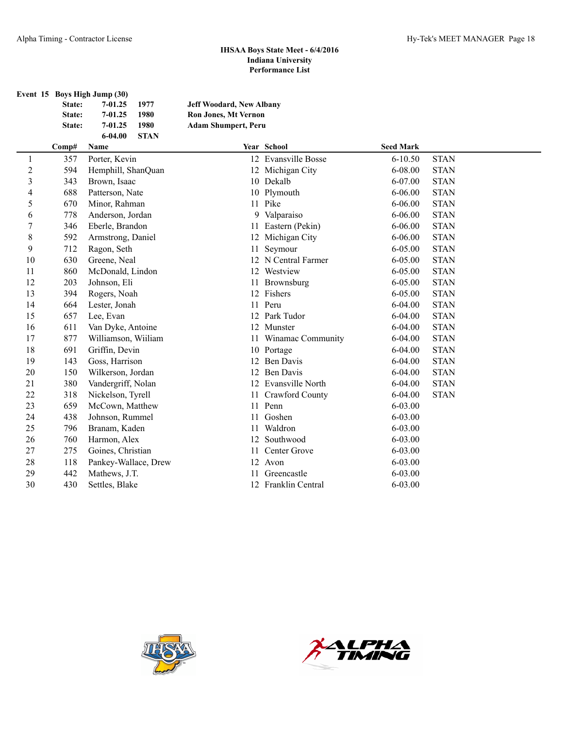**IHSAA Boys State Meet - 6/4/2016**
**Indiana University**
**Performance List**

**Event 15 Boys High Jump (30)**

| | | | |
|---|---|---|---|
| State: | 7-01.25 | 1977 | Jeff Woodard, New Albany |
| State: | 7-01.25 | 1980 | Ron Jones, Mt Vernon |
| State: | 7-01.25 | 1980 | Adam Shumpert, Peru |
| | 6-04.00 | STAN | |

| | Comp# | Name | Year | School | Seed Mark | |
|---|---|---|---|---|---|---|
| 1 | 357 | Porter, Kevin | 12 | Evansville Bosse | 6-10.50 | STAN |
| 2 | 594 | Hemphill, ShanQuan | 12 | Michigan City | 6-08.00 | STAN |
| 3 | 343 | Brown, Isaac | 10 | Dekalb | 6-07.00 | STAN |
| 4 | 688 | Patterson, Nate | 10 | Plymouth | 6-06.00 | STAN |
| 5 | 670 | Minor, Rahman | 11 | Pike | 6-06.00 | STAN |
| 6 | 778 | Anderson, Jordan | 9 | Valparaiso | 6-06.00 | STAN |
| 7 | 346 | Eberle, Brandon | 11 | Eastern (Pekin) | 6-06.00 | STAN |
| 8 | 592 | Armstrong, Daniel | 12 | Michigan City | 6-06.00 | STAN |
| 9 | 712 | Ragon, Seth | 11 | Seymour | 6-05.00 | STAN |
| 10 | 630 | Greene, Neal | 12 | N Central Farmer | 6-05.00 | STAN |
| 11 | 860 | McDonald, Lindon | 12 | Westview | 6-05.00 | STAN |
| 12 | 203 | Johnson, Eli | 11 | Brownsburg | 6-05.00 | STAN |
| 13 | 394 | Rogers, Noah | 12 | Fishers | 6-05.00 | STAN |
| 14 | 664 | Lester, Jonah | 11 | Peru | 6-04.00 | STAN |
| 15 | 657 | Lee, Evan | 12 | Park Tudor | 6-04.00 | STAN |
| 16 | 611 | Van Dyke, Antoine | 12 | Munster | 6-04.00 | STAN |
| 17 | 877 | Williamson, Wiiliam | 11 | Winamac Community | 6-04.00 | STAN |
| 18 | 691 | Griffin, Devin | 10 | Portage | 6-04.00 | STAN |
| 19 | 143 | Goss, Harrison | 12 | Ben Davis | 6-04.00 | STAN |
| 20 | 150 | Wilkerson, Jordan | 12 | Ben Davis | 6-04.00 | STAN |
| 21 | 380 | Vandergriff, Nolan | 12 | Evansville North | 6-04.00 | STAN |
| 22 | 318 | Nickelson, Tyrell | 11 | Crawford County | 6-04.00 | STAN |
| 23 | 659 | McCown, Matthew | 11 | Penn | 6-03.00 | |
| 24 | 438 | Johnson, Rummel | 11 | Goshen | 6-03.00 | |
| 25 | 796 | Branam, Kaden | 11 | Waldron | 6-03.00 | |
| 26 | 760 | Harmon, Alex | 12 | Southwood | 6-03.00 | |
| 27 | 275 | Goines, Christian | 11 | Center Grove | 6-03.00 | |
| 28 | 118 | Pankey-Wallace, Drew | 12 | Avon | 6-03.00 | |
| 29 | 442 | Mathews, J.T. | 11 | Greencastle | 6-03.00 | |
| 30 | 430 | Settles, Blake | 12 | Franklin Central | 6-03.00 | |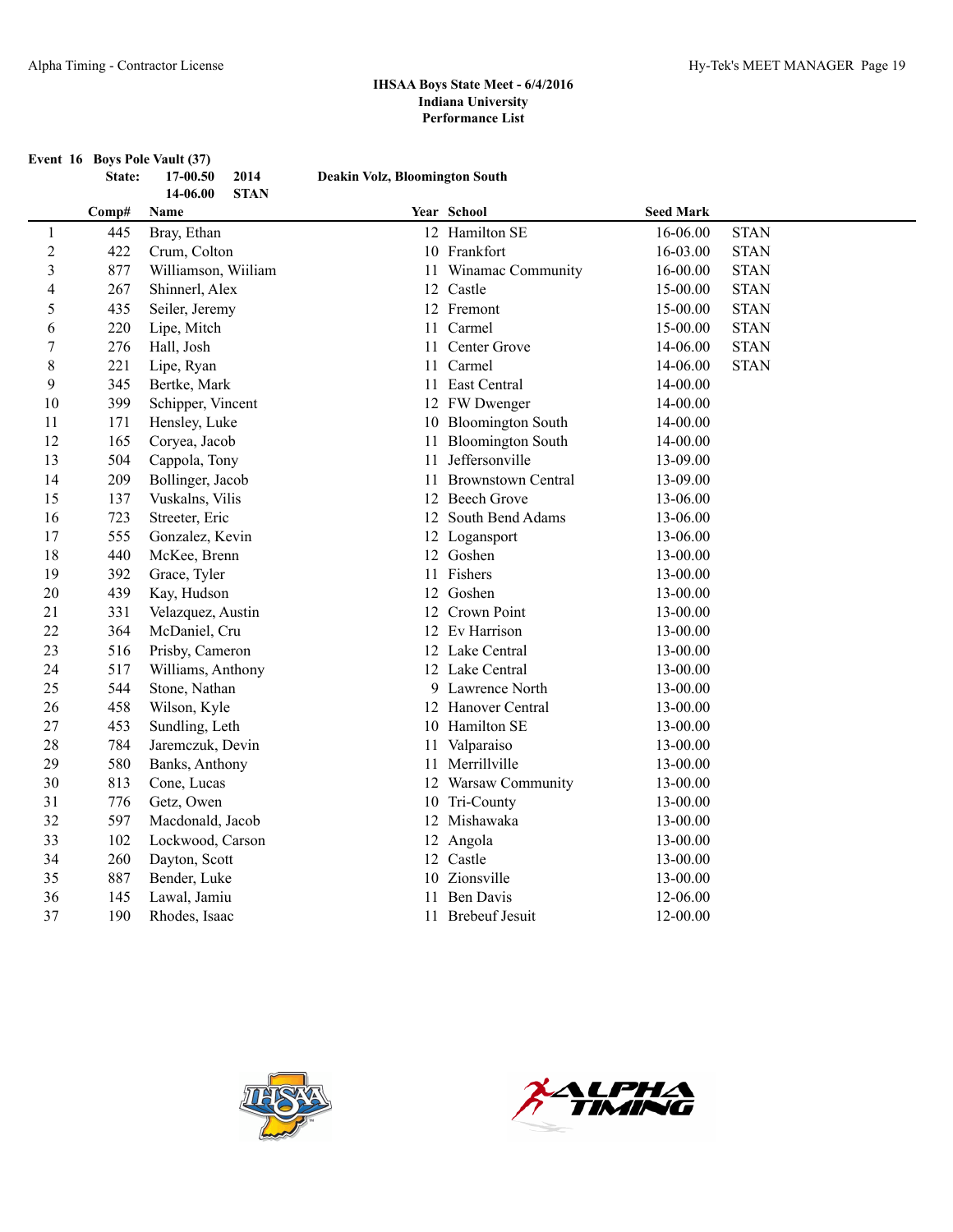## IHSAA Boys State Meet - 6/4/2016
## Indiana University
## Performance List

**Event 16 Boys Pole Vault (37)**

**State: 17-00.50 2014 Deakin Volz, Bloomington South**
**14-06.00 STAN**

| | Comp# | Name | Year | School | Seed Mark | |
|---|---|---|---|---|---|---|
| 1 | 445 | Bray, Ethan | 12 | Hamilton SE | 16-06.00 | STAN |
| 2 | 422 | Crum, Colton | 10 | Frankfort | 16-03.00 | STAN |
| 3 | 877 | Williamson, Wiiliam | 11 | Winamac Community | 16-00.00 | STAN |
| 4 | 267 | Shinnerl, Alex | 12 | Castle | 15-00.00 | STAN |
| 5 | 435 | Seiler, Jeremy | 12 | Fremont | 15-00.00 | STAN |
| 6 | 220 | Lipe, Mitch | 11 | Carmel | 15-00.00 | STAN |
| 7 | 276 | Hall, Josh | 11 | Center Grove | 14-06.00 | STAN |
| 8 | 221 | Lipe, Ryan | 11 | Carmel | 14-06.00 | STAN |
| 9 | 345 | Bertke, Mark | 11 | East Central | 14-00.00 | |
| 10 | 399 | Schipper, Vincent | 12 | FW Dwenger | 14-00.00 | |
| 11 | 171 | Hensley, Luke | 10 | Bloomington South | 14-00.00 | |
| 12 | 165 | Coryea, Jacob | 11 | Bloomington South | 14-00.00 | |
| 13 | 504 | Cappola, Tony | 11 | Jeffersonville | 13-09.00 | |
| 14 | 209 | Bollinger, Jacob | 11 | Brownstown Central | 13-09.00 | |
| 15 | 137 | Vuskalns, Vilis | 12 | Beech Grove | 13-06.00 | |
| 16 | 723 | Streeter, Eric | 12 | South Bend Adams | 13-06.00 | |
| 17 | 555 | Gonzalez, Kevin | 12 | Logansport | 13-06.00 | |
| 18 | 440 | McKee, Brenn | 12 | Goshen | 13-00.00 | |
| 19 | 392 | Grace, Tyler | 11 | Fishers | 13-00.00 | |
| 20 | 439 | Kay, Hudson | 12 | Goshen | 13-00.00 | |
| 21 | 331 | Velazquez, Austin | 12 | Crown Point | 13-00.00 | |
| 22 | 364 | McDaniel, Cru | 12 | Ev Harrison | 13-00.00 | |
| 23 | 516 | Prisby, Cameron | 12 | Lake Central | 13-00.00 | |
| 24 | 517 | Williams, Anthony | 12 | Lake Central | 13-00.00 | |
| 25 | 544 | Stone, Nathan | 9 | Lawrence North | 13-00.00 | |
| 26 | 458 | Wilson, Kyle | 12 | Hanover Central | 13-00.00 | |
| 27 | 453 | Sundling, Leth | 10 | Hamilton SE | 13-00.00 | |
| 28 | 784 | Jaremczuk, Devin | 11 | Valparaiso | 13-00.00 | |
| 29 | 580 | Banks, Anthony | 11 | Merrillville | 13-00.00 | |
| 30 | 813 | Cone, Lucas | 12 | Warsaw Community | 13-00.00 | |
| 31 | 776 | Getz, Owen | 10 | Tri-County | 13-00.00 | |
| 32 | 597 | Macdonald, Jacob | 12 | Mishawaka | 13-00.00 | |
| 33 | 102 | Lockwood, Carson | 12 | Angola | 13-00.00 | |
| 34 | 260 | Dayton, Scott | 12 | Castle | 13-00.00 | |
| 35 | 887 | Bender, Luke | 10 | Zionsville | 13-00.00 | |
| 36 | 145 | Lawal, Jamiu | 11 | Ben Davis | 12-06.00 | |
| 37 | 190 | Rhodes, Isaac | 11 | Brebeuf Jesuit | 12-00.00 | |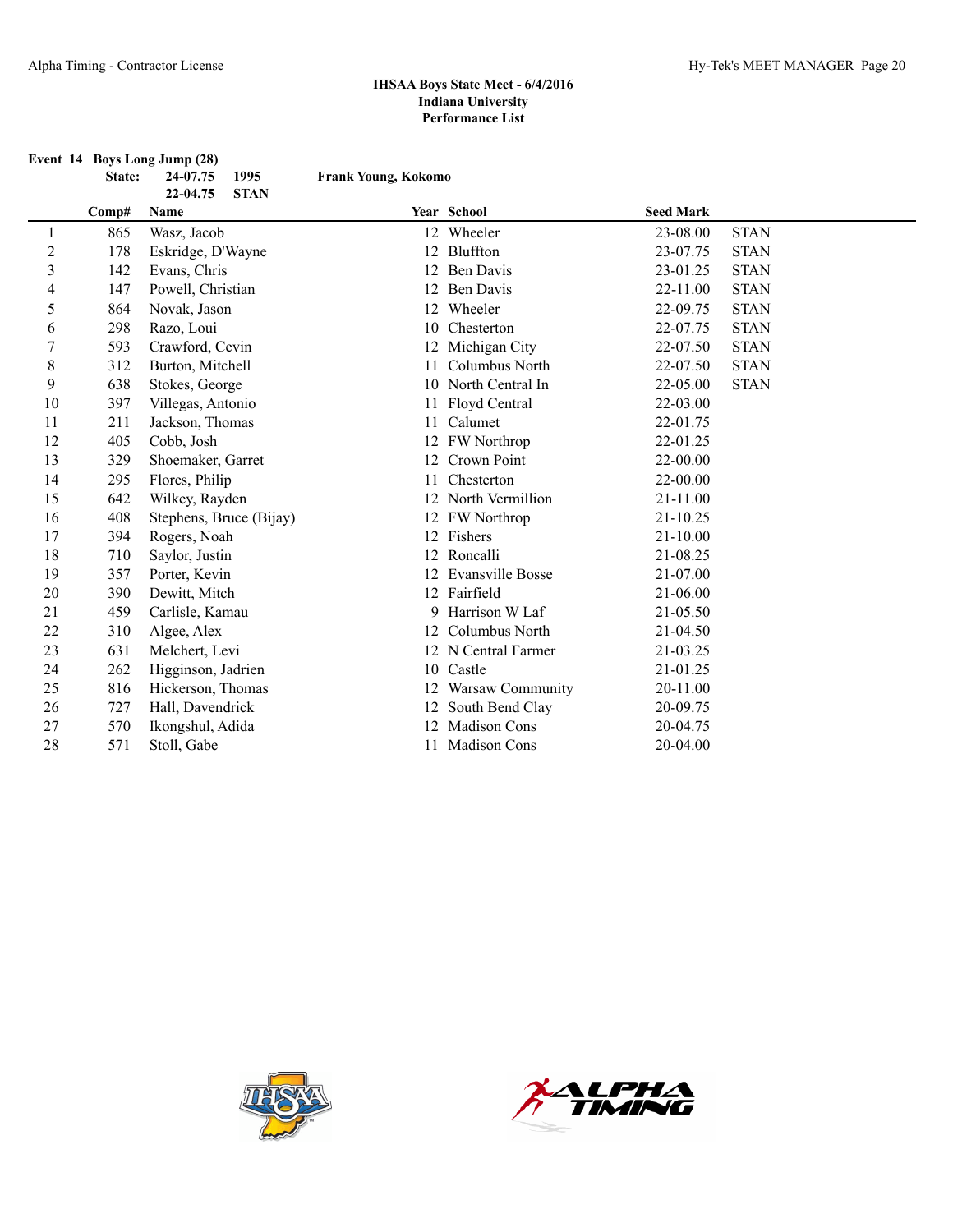**IHSAA Boys State Meet - 6/4/2016**
**Indiana University**
**Performance List**

**Event 14 Boys Long Jump (28)**

**State: 24-07.75 1995 Frank Young, Kokomo**
**22-04.75 STAN**

| | Comp# | Name | Year | School | Seed Mark | |
|---|---|---|---|---|---|---|
| 1 | 865 | Wasz, Jacob | 12 | Wheeler | 23-08.00 | STAN |
| 2 | 178 | Eskridge, D'Wayne | 12 | Bluffton | 23-07.75 | STAN |
| 3 | 142 | Evans, Chris | 12 | Ben Davis | 23-01.25 | STAN |
| 4 | 147 | Powell, Christian | 12 | Ben Davis | 22-11.00 | STAN |
| 5 | 864 | Novak, Jason | 12 | Wheeler | 22-09.75 | STAN |
| 6 | 298 | Razo, Loui | 10 | Chesterton | 22-07.75 | STAN |
| 7 | 593 | Crawford, Cevin | 12 | Michigan City | 22-07.50 | STAN |
| 8 | 312 | Burton, Mitchell | 11 | Columbus North | 22-07.50 | STAN |
| 9 | 638 | Stokes, George | 10 | North Central In | 22-05.00 | STAN |
| 10 | 397 | Villegas, Antonio | 11 | Floyd Central | 22-03.00 | |
| 11 | 211 | Jackson, Thomas | 11 | Calumet | 22-01.75 | |
| 12 | 405 | Cobb, Josh | 12 | FW Northrop | 22-01.25 | |
| 13 | 329 | Shoemaker, Garret | 12 | Crown Point | 22-00.00 | |
| 14 | 295 | Flores, Philip | 11 | Chesterton | 22-00.00 | |
| 15 | 642 | Wilkey, Rayden | 12 | North Vermillion | 21-11.00 | |
| 16 | 408 | Stephens, Bruce (Bijay) | 12 | FW Northrop | 21-10.25 | |
| 17 | 394 | Rogers, Noah | 12 | Fishers | 21-10.00 | |
| 18 | 710 | Saylor, Justin | 12 | Roncalli | 21-08.25 | |
| 19 | 357 | Porter, Kevin | 12 | Evansville Bosse | 21-07.00 | |
| 20 | 390 | Dewitt, Mitch | 12 | Fairfield | 21-06.00 | |
| 21 | 459 | Carlisle, Kamau | 9 | Harrison W Laf | 21-05.50 | |
| 22 | 310 | Algee, Alex | 12 | Columbus North | 21-04.50 | |
| 23 | 631 | Melchert, Levi | 12 | N Central Farmer | 21-03.25 | |
| 24 | 262 | Higginson, Jadrien | 10 | Castle | 21-01.25 | |
| 25 | 816 | Hickerson, Thomas | 12 | Warsaw Community | 20-11.00 | |
| 26 | 727 | Hall, Davendrick | 12 | South Bend Clay | 20-09.75 | |
| 27 | 570 | Ikongshul, Adida | 12 | Madison Cons | 20-04.75 | |
| 28 | 571 | Stoll, Gabe | 11 | Madison Cons | 20-04.00 | |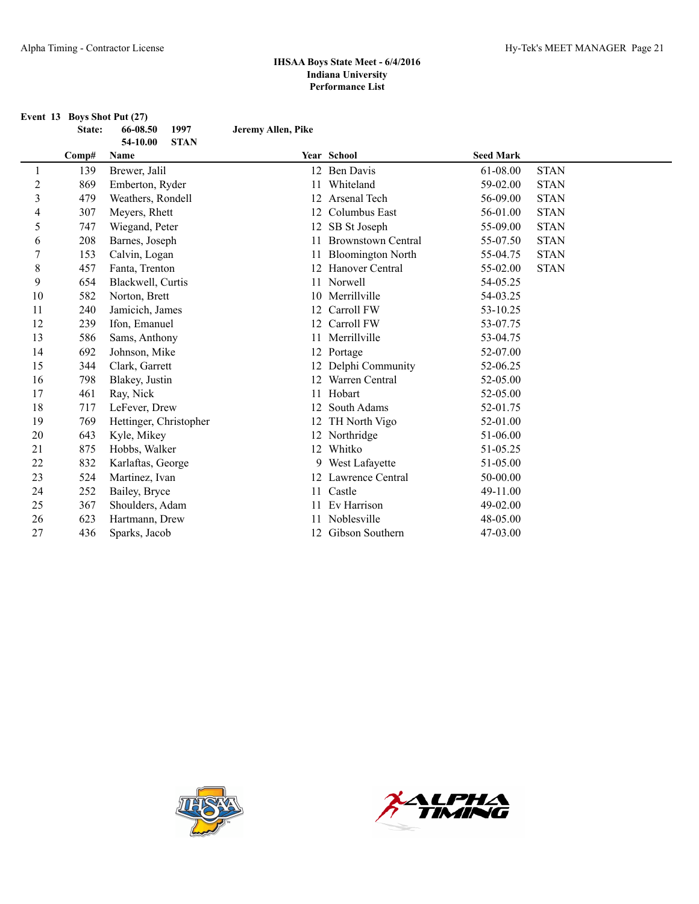**IHSAA Boys State Meet - 6/4/2016**
**Indiana University**
**Performance List**

**Event 13 Boys Shot Put (27)**

| | State: | 66-08.50 | 1997 | Jeremy Allen, Pike |
|---|---|---|---|---|
| | | 54-10.00 | STAN | |

| | Comp# | Name | Year | School | Seed Mark | |
|---|---|---|---|---|---|---|
| 1 | 139 | Brewer, Jalil | 12 | Ben Davis | 61-08.00 | STAN |
| 2 | 869 | Emberton, Ryder | 11 | Whiteland | 59-02.00 | STAN |
| 3 | 479 | Weathers, Rondell | 12 | Arsenal Tech | 56-09.00 | STAN |
| 4 | 307 | Meyers, Rhett | 12 | Columbus East | 56-01.00 | STAN |
| 5 | 747 | Wiegand, Peter | 12 | SB St Joseph | 55-09.00 | STAN |
| 6 | 208 | Barnes, Joseph | 11 | Brownstown Central | 55-07.50 | STAN |
| 7 | 153 | Calvin, Logan | 11 | Bloomington North | 55-04.75 | STAN |
| 8 | 457 | Fanta, Trenton | 12 | Hanover Central | 55-02.00 | STAN |
| 9 | 654 | Blackwell, Curtis | 11 | Norwell | 54-05.25 | |
| 10 | 582 | Norton, Brett | 10 | Merrillville | 54-03.25 | |
| 11 | 240 | Jamicich, James | 12 | Carroll FW | 53-10.25 | |
| 12 | 239 | Ifon, Emanuel | 12 | Carroll FW | 53-07.75 | |
| 13 | 586 | Sams, Anthony | 11 | Merrillville | 53-04.75 | |
| 14 | 692 | Johnson, Mike | 12 | Portage | 52-07.00 | |
| 15 | 344 | Clark, Garrett | 12 | Delphi Community | 52-06.25 | |
| 16 | 798 | Blakey, Justin | 12 | Warren Central | 52-05.00 | |
| 17 | 461 | Ray, Nick | 11 | Hobart | 52-05.00 | |
| 18 | 717 | LeFever, Drew | 12 | South Adams | 52-01.75 | |
| 19 | 769 | Hettinger, Christopher | 12 | TH North Vigo | 52-01.00 | |
| 20 | 643 | Kyle, Mikey | 12 | Northridge | 51-06.00 | |
| 21 | 875 | Hobbs, Walker | 12 | Whitko | 51-05.25 | |
| 22 | 832 | Karlaftas, George | 9 | West Lafayette | 51-05.00 | |
| 23 | 524 | Martinez, Ivan | 12 | Lawrence Central | 50-00.00 | |
| 24 | 252 | Bailey, Bryce | 11 | Castle | 49-11.00 | |
| 25 | 367 | Shoulders, Adam | 11 | Ev Harrison | 49-02.00 | |
| 26 | 623 | Hartmann, Drew | 11 | Noblesville | 48-05.00 | |
| 27 | 436 | Sparks, Jacob | 12 | Gibson Southern | 47-03.00 | |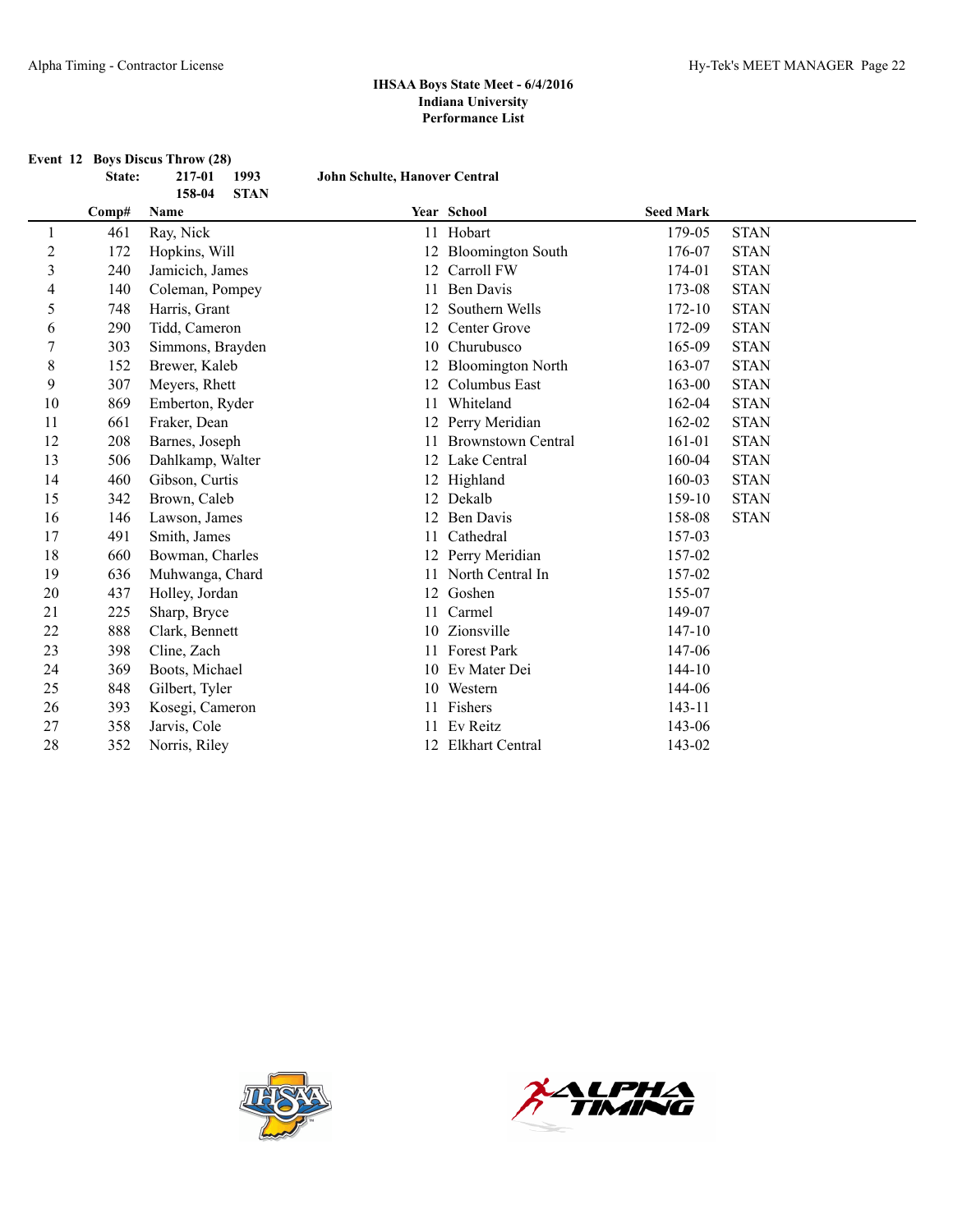**IHSAA Boys State Meet - 6/4/2016**
**Indiana University**
**Performance List**

**Event 12 Boys Discus Throw (28)**

**State: 217-01 1993 John Schulte, Hanover Central**
**158-04 STAN**

| | Comp# | Name | Year | School | Seed Mark | |
|---|---|---|---|---|---|---|
| 1 | 461 | Ray, Nick | 11 | Hobart | 179-05 | STAN |
| 2 | 172 | Hopkins, Will | 12 | Bloomington South | 176-07 | STAN |
| 3 | 240 | Jamicich, James | 12 | Carroll FW | 174-01 | STAN |
| 4 | 140 | Coleman, Pompey | 11 | Ben Davis | 173-08 | STAN |
| 5 | 748 | Harris, Grant | 12 | Southern Wells | 172-10 | STAN |
| 6 | 290 | Tidd, Cameron | 12 | Center Grove | 172-09 | STAN |
| 7 | 303 | Simmons, Brayden | 10 | Churubusco | 165-09 | STAN |
| 8 | 152 | Brewer, Kaleb | 12 | Bloomington North | 163-07 | STAN |
| 9 | 307 | Meyers, Rhett | 12 | Columbus East | 163-00 | STAN |
| 10 | 869 | Emberton, Ryder | 11 | Whiteland | 162-04 | STAN |
| 11 | 661 | Fraker, Dean | 12 | Perry Meridian | 162-02 | STAN |
| 12 | 208 | Barnes, Joseph | 11 | Brownstown Central | 161-01 | STAN |
| 13 | 506 | Dahlkamp, Walter | 12 | Lake Central | 160-04 | STAN |
| 14 | 460 | Gibson, Curtis | 12 | Highland | 160-03 | STAN |
| 15 | 342 | Brown, Caleb | 12 | Dekalb | 159-10 | STAN |
| 16 | 146 | Lawson, James | 12 | Ben Davis | 158-08 | STAN |
| 17 | 491 | Smith, James | 11 | Cathedral | 157-03 | |
| 18 | 660 | Bowman, Charles | 12 | Perry Meridian | 157-02 | |
| 19 | 636 | Muhwanga, Chard | 11 | North Central In | 157-02 | |
| 20 | 437 | Holley, Jordan | 12 | Goshen | 155-07 | |
| 21 | 225 | Sharp, Bryce | 11 | Carmel | 149-07 | |
| 22 | 888 | Clark, Bennett | 10 | Zionsville | 147-10 | |
| 23 | 398 | Cline, Zach | 11 | Forest Park | 147-06 | |
| 24 | 369 | Boots, Michael | 10 | Ev Mater Dei | 144-10 | |
| 25 | 848 | Gilbert, Tyler | 10 | Western | 144-06 | |
| 26 | 393 | Kosegi, Cameron | 11 | Fishers | 143-11 | |
| 27 | 358 | Jarvis, Cole | 11 | Ev Reitz | 143-06 | |
| 28 | 352 | Norris, Riley | 12 | Elkhart Central | 143-02 | |